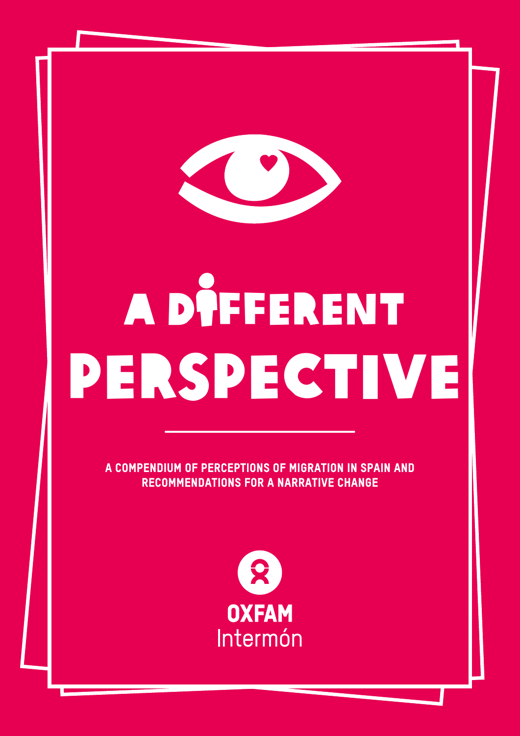# A DIFFERENT PERSPECTIVE

**A COMPENDIUM OF PERCEPTIONS OF MIGRATION IN SPAIN AND RECOMMENDATIONS FOR A NARRATIVE CHANGE**

OXFAM
Intermón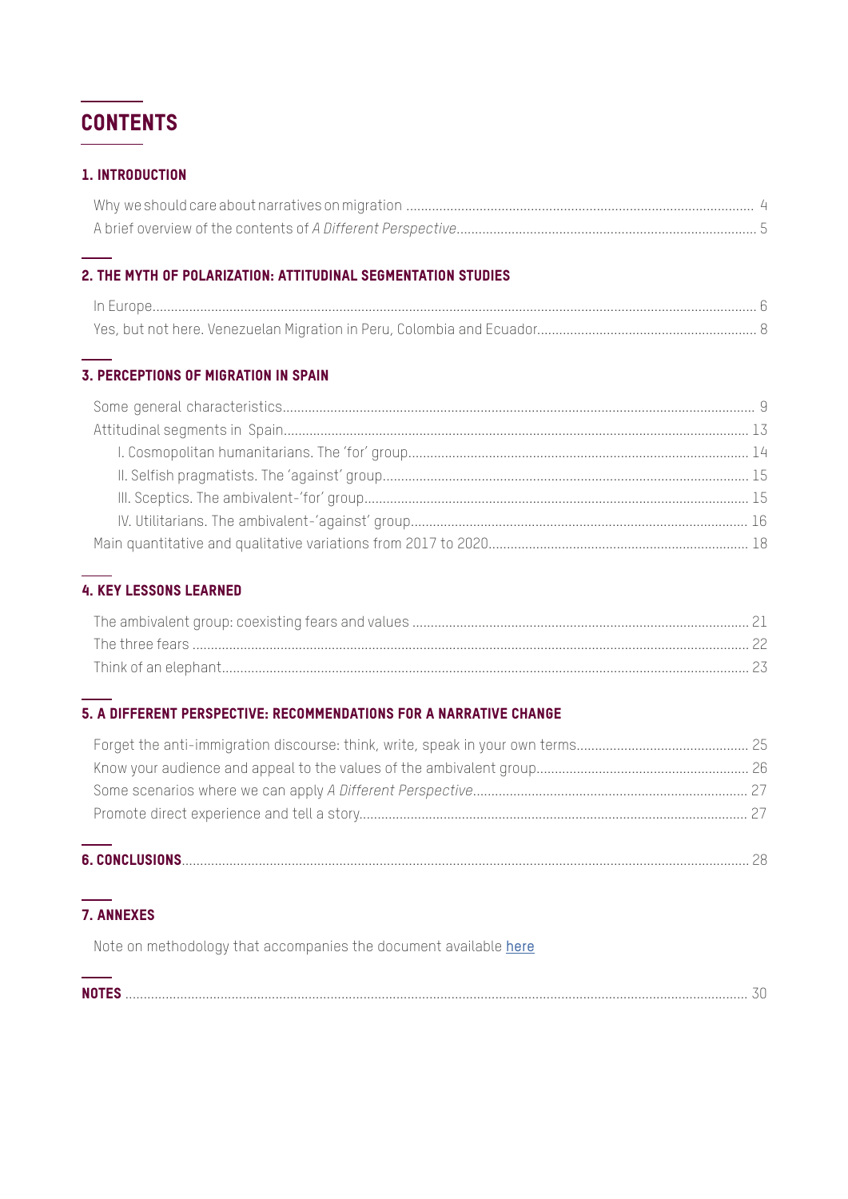# CONTENTS

## 1. INTRODUCTION

Why we should care about narratives on migration ... 4
A brief overview of the contents of *A Different Perspective* ... 5

## 2. THE MYTH OF POLARIZATION: ATTITUDINAL SEGMENTATION STUDIES

In Europe ... 6
Yes, but not here. Venezuelan Migration in Peru, Colombia and Ecuador ... 8

## 3. PERCEPTIONS OF MIGRATION IN SPAIN

Some general characteristics ... 9
Attitudinal segments in Spain ... 13
- I. Cosmopolitan humanitarians. The 'for' group ... 14
- II. Selfish pragmatists. The 'against' group ... 15
- III. Sceptics. The ambivalent-'for' group ... 15
- IV. Utilitarians. The ambivalent-'against' group ... 16

Main quantitative and qualitative variations from 2017 to 2020 ... 18

## 4. KEY LESSONS LEARNED

The ambivalent group: coexisting fears and values ... 21
The three fears ... 22
Think of an elephant ... 23

## 5. A DIFFERENT PERSPECTIVE: RECOMMENDATIONS FOR A NARRATIVE CHANGE

Forget the anti-immigration discourse: think, write, speak in your own terms ... 25
Know your audience and appeal to the values of the ambivalent group ... 26
Some scenarios where we can apply *A Different Perspective* ... 27
Promote direct experience and tell a story ... 27

## 6. CONCLUSIONS ... 28

## 7. ANNEXES

Note on methodology that accompanies the document available here

## NOTES ... 30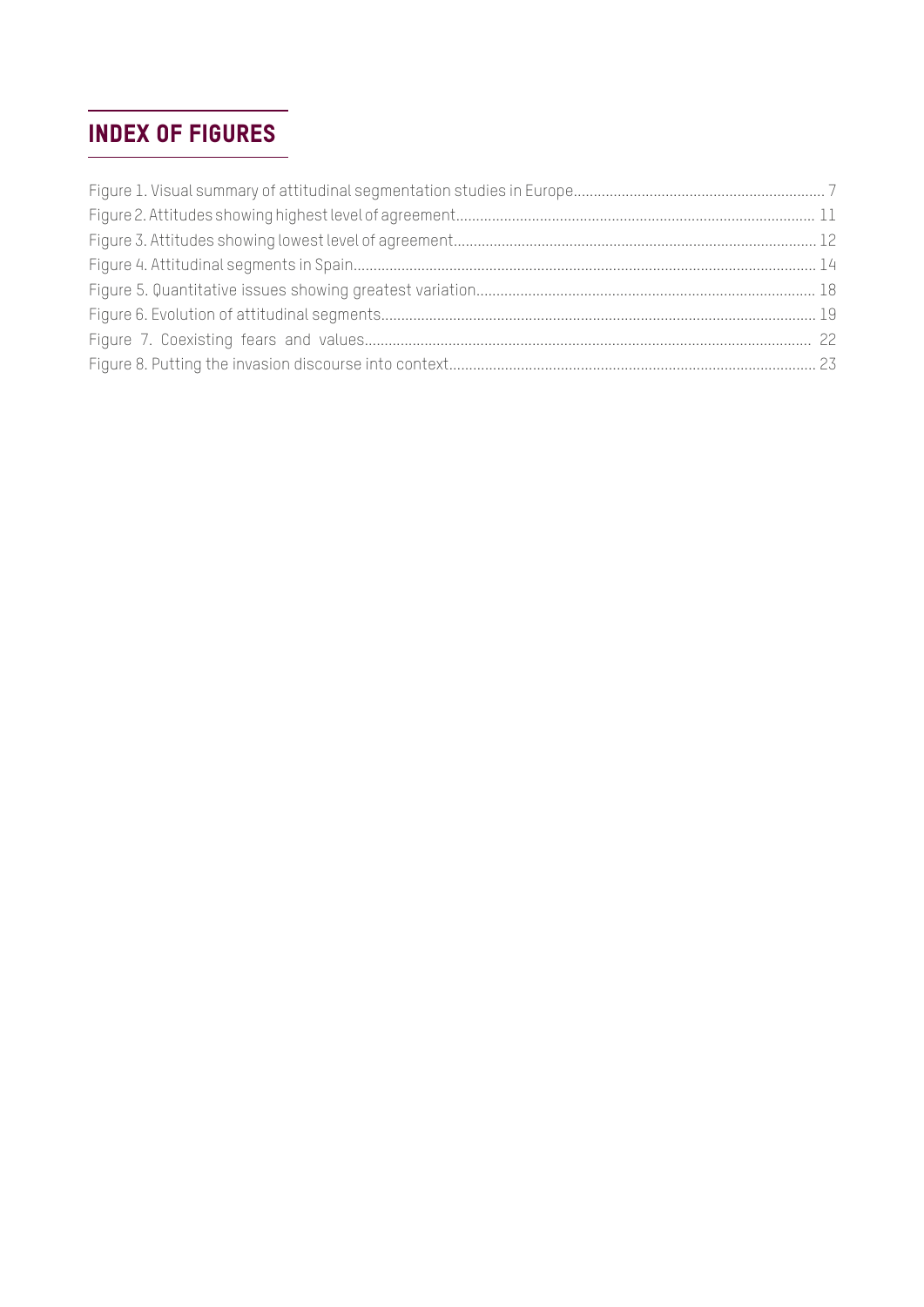# INDEX OF FIGURES

Figure 1. Visual summary of attitudinal segmentation studies in Europe.............................................................. 7
Figure 2. Attitudes showing highest level of agreement......................................................................................... 11
Figure 3. Attitudes showing lowest level of agreement.......................................................................................... 12
Figure 4. Attitudinal segments in Spain................................................................................................................... 14
Figure 5. Quantitative issues showing greatest variation.................................................................................... 18
Figure 6. Evolution of attitudinal segments............................................................................................................ 19
Figure 7. Coexisting fears and values..................................................................................................................... 22
Figure 8. Putting the invasion discourse into context........................................................................................... 23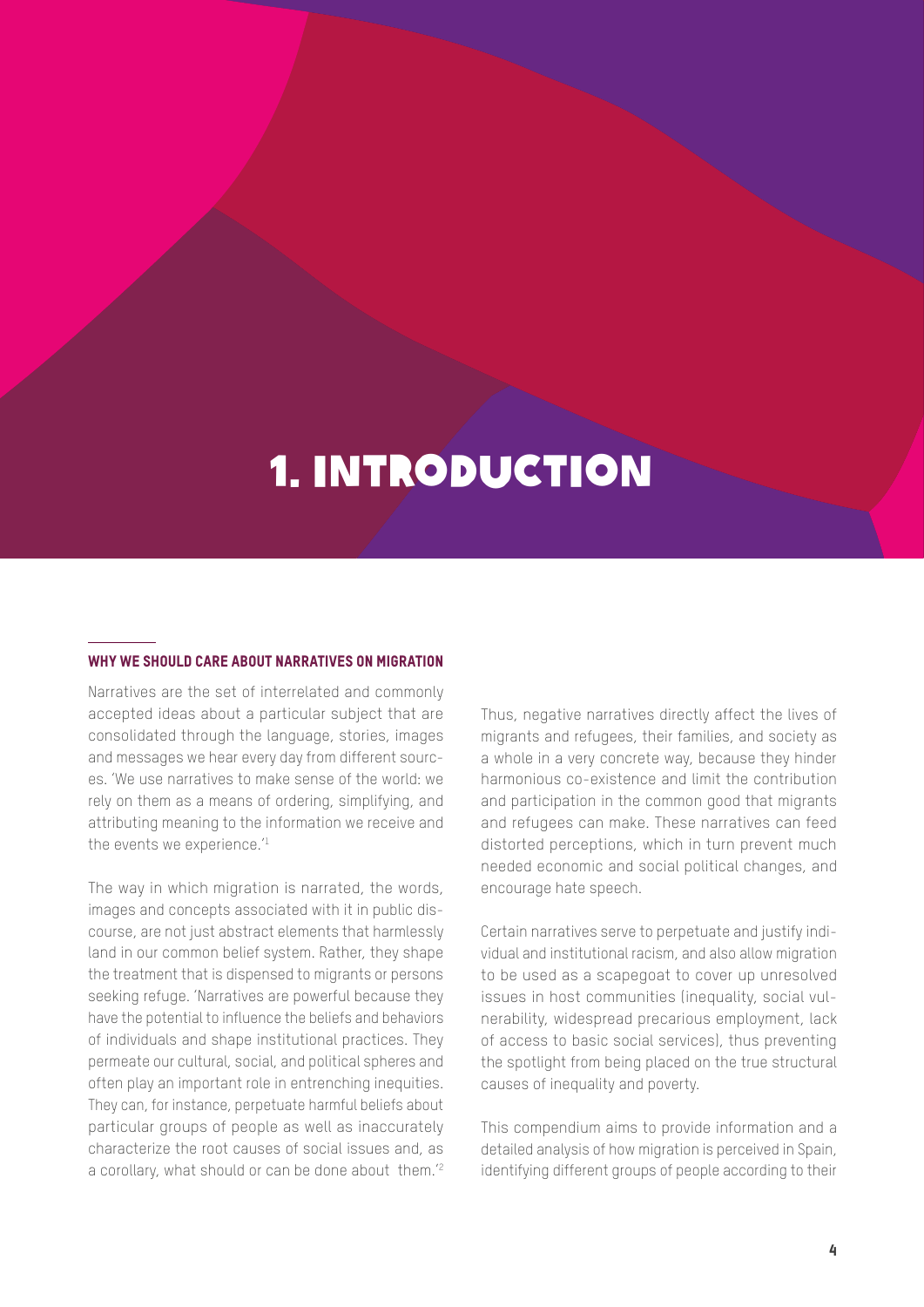# 1. INTRODUCTION

## WHY WE SHOULD CARE ABOUT NARRATIVES ON MIGRATION

Narratives are the set of interrelated and commonly accepted ideas about a particular subject that are consolidated through the language, stories, images and messages we hear every day from different sources. 'We use narratives to make sense of the world: we rely on them as a means of ordering, simplifying, and attributing meaning to the information we receive and the events we experience.'[1]

The way in which migration is narrated, the words, images and concepts associated with it in public discourse, are not just abstract elements that harmlessly land in our common belief system. Rather, they shape the treatment that is dispensed to migrants or persons seeking refuge. 'Narratives are powerful because they have the potential to influence the beliefs and behaviors of individuals and shape institutional practices. They permeate our cultural, social, and political spheres and often play an important role in entrenching inequities. They can, for instance, perpetuate harmful beliefs about particular groups of people as well as inaccurately characterize the root causes of social issues and, as a corollary, what should or can be done about them.'[2]

Thus, negative narratives directly affect the lives of migrants and refugees, their families, and society as a whole in a very concrete way, because they hinder harmonious co-existence and limit the contribution and participation in the common good that migrants and refugees can make. These narratives can feed distorted perceptions, which in turn prevent much needed economic and social political changes, and encourage hate speech.

Certain narratives serve to perpetuate and justify individual and institutional racism, and also allow migration to be used as a scapegoat to cover up unresolved issues in host communities (inequality, social vulnerability, widespread precarious employment, lack of access to basic social services), thus preventing the spotlight from being placed on the true structural causes of inequality and poverty.

This compendium aims to provide information and a detailed analysis of how migration is perceived in Spain, identifying different groups of people according to their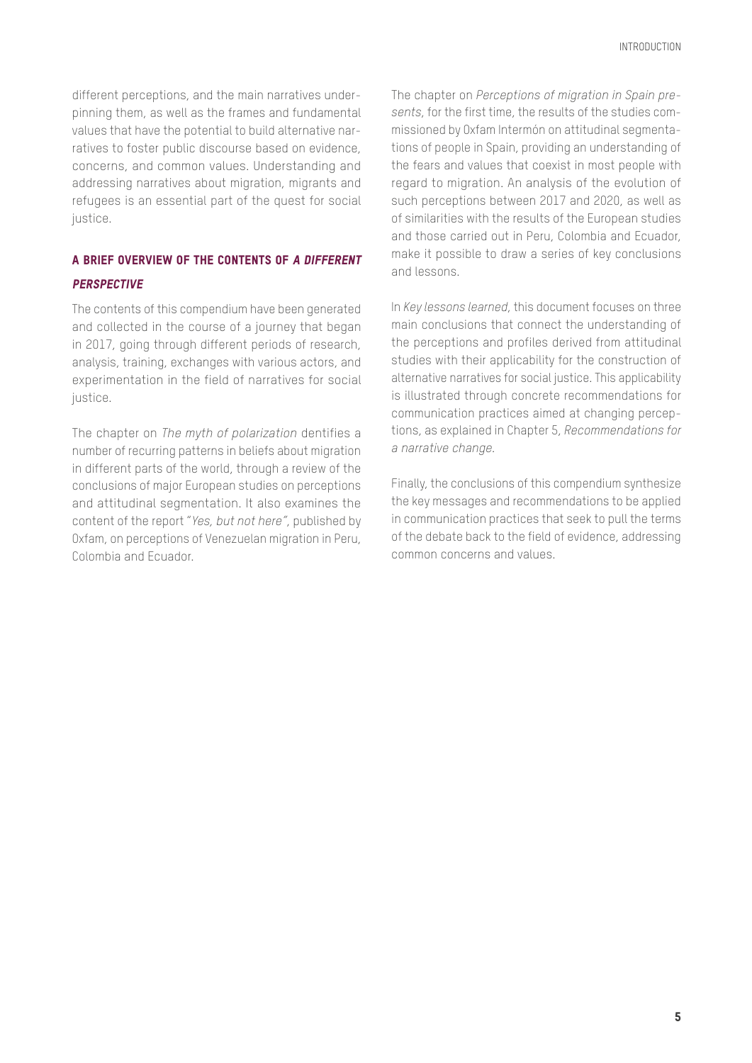different perceptions, and the main narratives underpinning them, as well as the frames and fundamental values that have the potential to build alternative narratives to foster public discourse based on evidence, concerns, and common values. Understanding and addressing narratives about migration, migrants and refugees is an essential part of the quest for social justice.

### A BRIEF OVERVIEW OF THE CONTENTS OF *A DIFFERENT PERSPECTIVE*

The contents of this compendium have been generated and collected in the course of a journey that began in 2017, going through different periods of research, analysis, training, exchanges with various actors, and experimentation in the field of narratives for social justice.

The chapter on *The myth of polarization* dentifies a number of recurring patterns in beliefs about migration in different parts of the world, through a review of the conclusions of major European studies on perceptions and attitudinal segmentation. It also examines the content of the report "*Yes, but not here*", published by Oxfam, on perceptions of Venezuelan migration in Peru, Colombia and Ecuador.

The chapter on *Perceptions of migration in Spain presents*, for the first time, the results of the studies commissioned by Oxfam Intermón on attitudinal segmentations of people in Spain, providing an understanding of the fears and values that coexist in most people with regard to migration. An analysis of the evolution of such perceptions between 2017 and 2020, as well as of similarities with the results of the European studies and those carried out in Peru, Colombia and Ecuador, make it possible to draw a series of key conclusions and lessons.

In *Key lessons learned*, this document focuses on three main conclusions that connect the understanding of the perceptions and profiles derived from attitudinal studies with their applicability for the construction of alternative narratives for social justice. This applicability is illustrated through concrete recommendations for communication practices aimed at changing perceptions, as explained in Chapter 5, *Recommendations for a narrative change.*

Finally, the conclusions of this compendium synthesize the key messages and recommendations to be applied in communication practices that seek to pull the terms of the debate back to the field of evidence, addressing common concerns and values.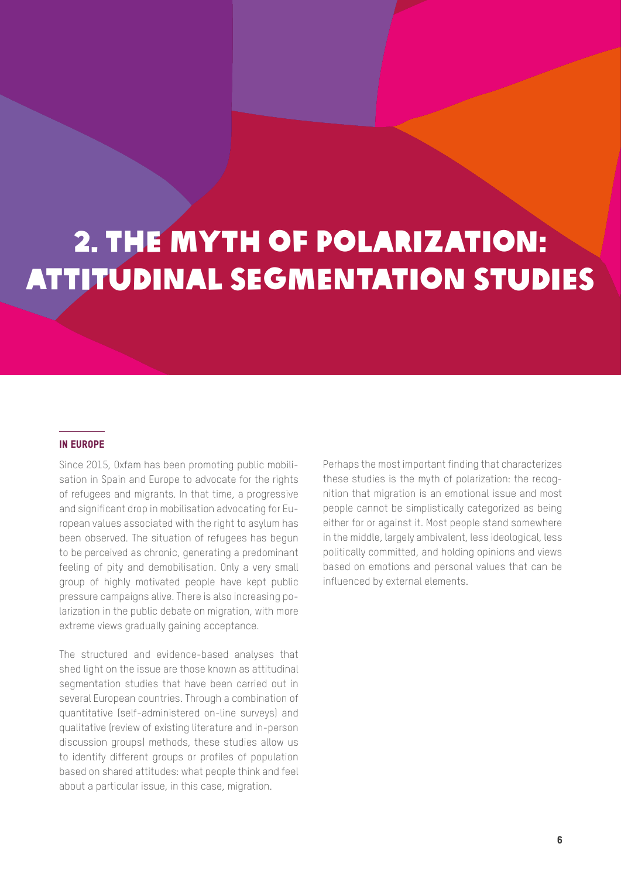# 2. THE MYTH OF POLARIZATION: ATTITUDINAL SEGMENTATION STUDIES

### IN EUROPE

Since 2015, Oxfam has been promoting public mobilisation in Spain and Europe to advocate for the rights of refugees and migrants. In that time, a progressive and significant drop in mobilisation advocating for European values associated with the right to asylum has been observed. The situation of refugees has begun to be perceived as chronic, generating a predominant feeling of pity and demobilisation. Only a very small group of highly motivated people have kept public pressure campaigns alive. There is also increasing polarization in the public debate on migration, with more extreme views gradually gaining acceptance.

The structured and evidence-based analyses that shed light on the issue are those known as attitudinal segmentation studies that have been carried out in several European countries. Through a combination of quantitative (self-administered on-line surveys) and qualitative (review of existing literature and in-person discussion groups) methods, these studies allow us to identify different groups or profiles of population based on shared attitudes: what people think and feel about a particular issue, in this case, migration.

Perhaps the most important finding that characterizes these studies is the myth of polarization: the recognition that migration is an emotional issue and most people cannot be simplistically categorized as being either for or against it. Most people stand somewhere in the middle, largely ambivalent, less ideological, less politically committed, and holding opinions and views based on emotions and personal values that can be influenced by external elements.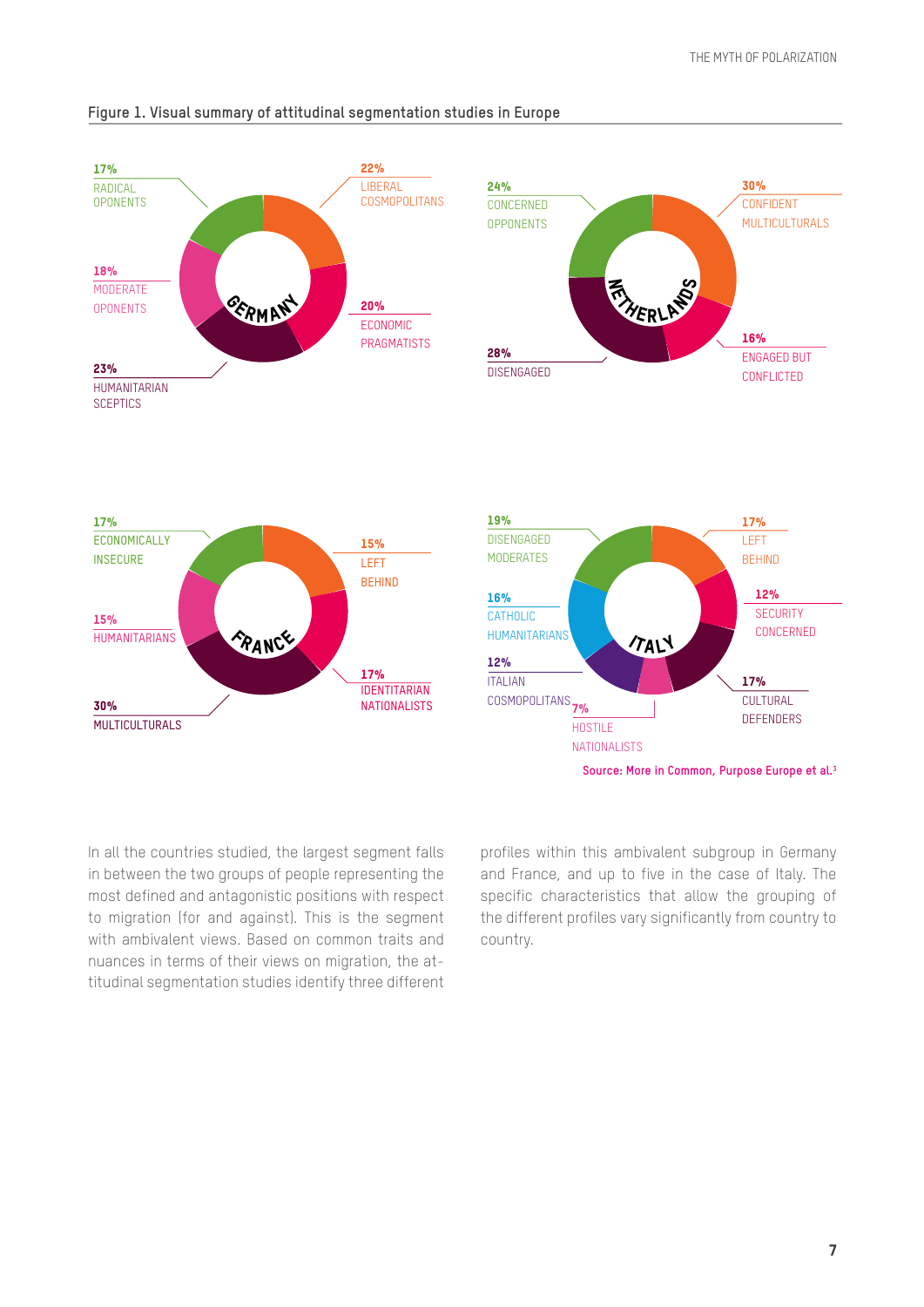**Figure 1. Visual summary of attitudinal segmentation studies in Europe**

GERMANY: 17% RADICAL OPONENTS; 22% LIBERAL COSMOPOLITANS; 18% MODERATE OPONENTS; 20% ECONOMIC PRAGMATISTS; 23% HUMANITARIAN SCEPTICS

NETHERLANDS: 24% CONCERNED OPPONENTS; 30% CONFIDENT MULTICULTURALS; 16% ENGAGED BUT CONFLICTED; 28% DISENGAGED

FRANCE: 17% ECONOMICALLY INSECURE; 15% LEFT BEHIND; 15% HUMANITARIANS; 17% IDENTITARIAN NATIONALISTS; 30% MULTICULTURALS

ITALY: 19% DISENGAGED MODERATES; 17% LEFT BEHIND; 16% CATHOLIC HUMANITARIANS; 12% SECURITY CONCERNED; 12% ITALIAN COSMOPOLITANS; 7% HOSTILE NATIONALISTS; 17% CULTURAL DEFENDERS

Source: More in Common, Purpose Europe et al.[3]

In all the countries studied, the largest segment falls in between the two groups of people representing the most defined and antagonistic positions with respect to migration (for and against). This is the segment with ambivalent views. Based on common traits and nuances in terms of their views on migration, the attitudinal segmentation studies identify three different profiles within this ambivalent subgroup in Germany and France, and up to five in the case of Italy. The specific characteristics that allow the grouping of the different profiles vary significantly from country to country.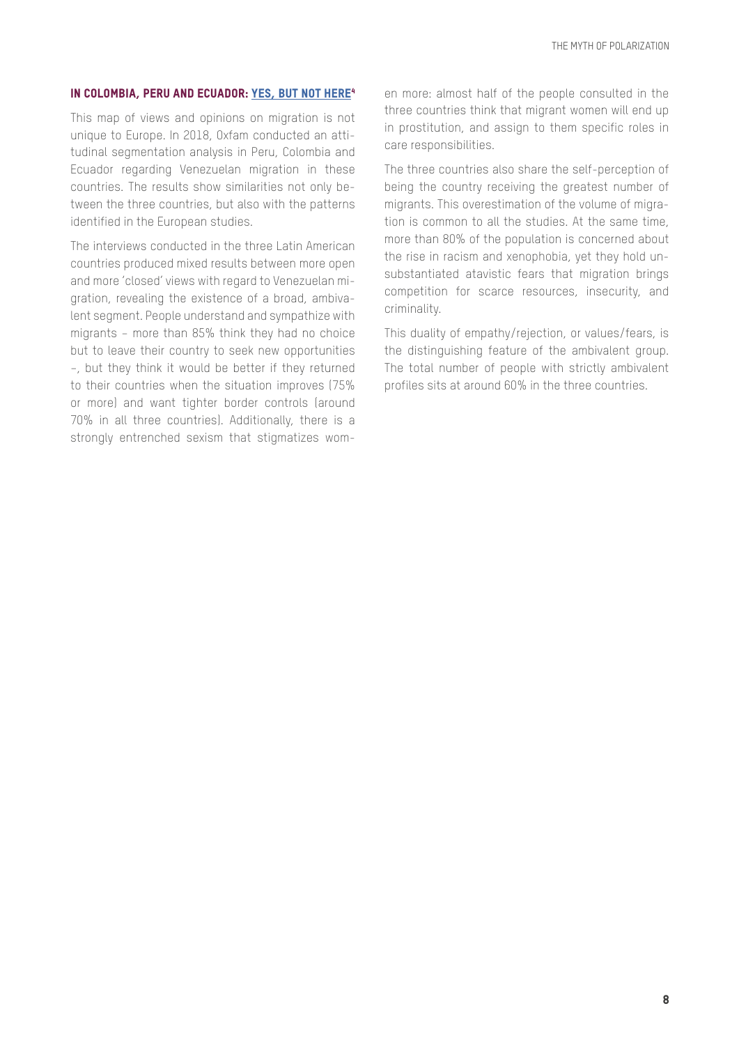### IN COLOMBIA, PERU AND ECUADOR: YES, BUT NOT HERE[4]

This map of views and opinions on migration is not unique to Europe. In 2018, Oxfam conducted an attitudinal segmentation analysis in Peru, Colombia and Ecuador regarding Venezuelan migration in these countries. The results show similarities not only between the three countries, but also with the patterns identified in the European studies.

The interviews conducted in the three Latin American countries produced mixed results between more open and more 'closed' views with regard to Venezuelan migration, revealing the existence of a broad, ambivalent segment. People understand and sympathize with migrants – more than 85% think they had no choice but to leave their country to seek new opportunities –, but they think it would be better if they returned to their countries when the situation improves (75% or more) and want tighter border controls (around 70% in all three countries). Additionally, there is a strongly entrenched sexism that stigmatizes women more: almost half of the people consulted in the three countries think that migrant women will end up in prostitution, and assign to them specific roles in care responsibilities.

The three countries also share the self-perception of being the country receiving the greatest number of migrants. This overestimation of the volume of migration is common to all the studies. At the same time, more than 80% of the population is concerned about the rise in racism and xenophobia, yet they hold unsubstantiated atavistic fears that migration brings competition for scarce resources, insecurity, and criminality.

This duality of empathy/rejection, or values/fears, is the distinguishing feature of the ambivalent group. The total number of people with strictly ambivalent profiles sits at around 60% in the three countries.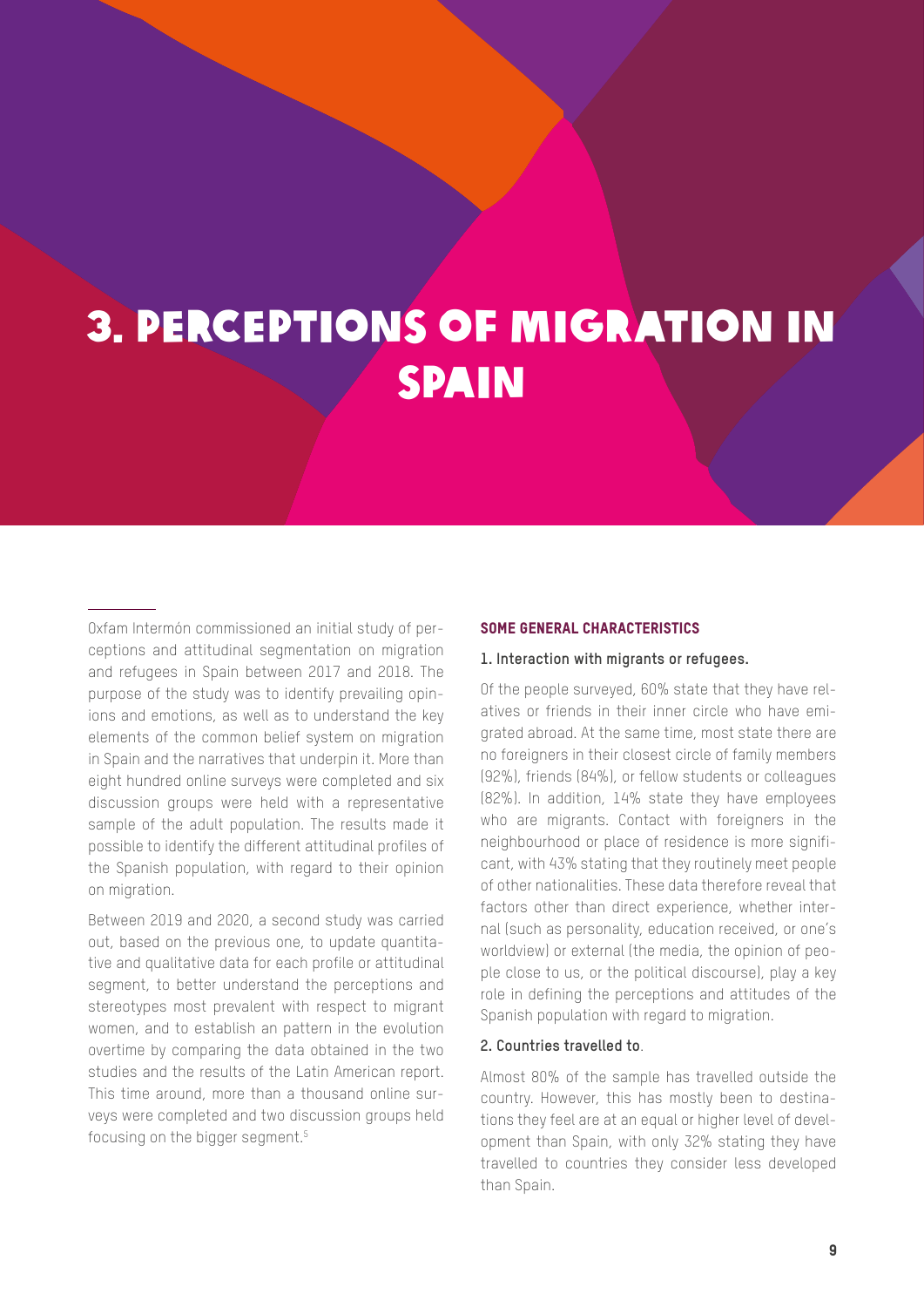# 3. PERCEPTIONS OF MIGRATION IN SPAIN

Oxfam Intermón commissioned an initial study of perceptions and attitudinal segmentation on migration and refugees in Spain between 2017 and 2018. The purpose of the study was to identify prevailing opinions and emotions, as well as to understand the key elements of the common belief system on migration in Spain and the narratives that underpin it. More than eight hundred online surveys were completed and six discussion groups were held with a representative sample of the adult population. The results made it possible to identify the different attitudinal profiles of the Spanish population, with regard to their opinion on migration.

Between 2019 and 2020, a second study was carried out, based on the previous one, to update quantitative and qualitative data for each profile or attitudinal segment, to better understand the perceptions and stereotypes most prevalent with respect to migrant women, and to establish an pattern in the evolution overtime by comparing the data obtained in the two studies and the results of the Latin American report. This time around, more than a thousand online surveys were completed and two discussion groups held focusing on the bigger segment.[5]

## SOME GENERAL CHARACTERISTICS

**1. Interaction with migrants or refugees.**

Of the people surveyed, 60% state that they have relatives or friends in their inner circle who have emigrated abroad. At the same time, most state there are no foreigners in their closest circle of family members (92%), friends (84%), or fellow students or colleagues (82%). In addition, 14% state they have employees who are migrants. Contact with foreigners in the neighbourhood or place of residence is more significant, with 43% stating that they routinely meet people of other nationalities. These data therefore reveal that factors other than direct experience, whether internal (such as personality, education received, or one's worldview) or external (the media, the opinion of people close to us, or the political discourse), play a key role in defining the perceptions and attitudes of the Spanish population with regard to migration.

**2. Countries travelled to**.

Almost 80% of the sample has travelled outside the country. However, this has mostly been to destinations they feel are at an equal or higher level of development than Spain, with only 32% stating they have travelled to countries they consider less developed than Spain.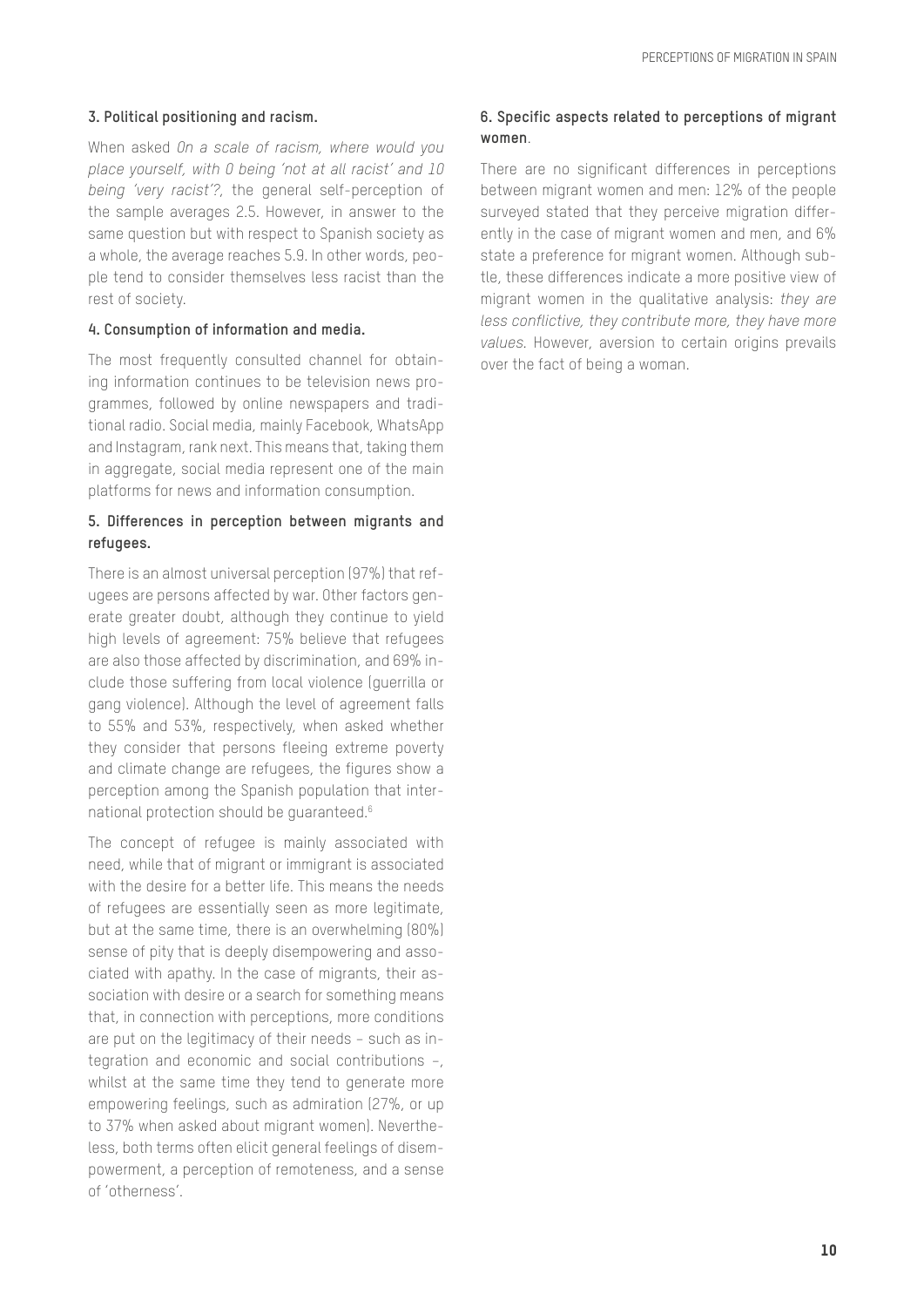**3. Political positioning and racism.**

When asked *On a scale of racism, where would you place yourself, with 0 being 'not at all racist' and 10 being 'very racist'?*, the general self-perception of the sample averages 2.5. However, in answer to the same question but with respect to Spanish society as a whole, the average reaches 5.9. In other words, people tend to consider themselves less racist than the rest of society.

**4. Consumption of information and media.**

The most frequently consulted channel for obtaining information continues to be television news programmes, followed by online newspapers and traditional radio. Social media, mainly Facebook, WhatsApp and Instagram, rank next. This means that, taking them in aggregate, social media represent one of the main platforms for news and information consumption.

**5. Differences in perception between migrants and refugees.**

There is an almost universal perception (97%) that refugees are persons affected by war. Other factors generate greater doubt, although they continue to yield high levels of agreement: 75% believe that refugees are also those affected by discrimination, and 69% include those suffering from local violence (guerrilla or gang violence). Although the level of agreement falls to 55% and 53%, respectively, when asked whether they consider that persons fleeing extreme poverty and climate change are refugees, the figures show a perception among the Spanish population that international protection should be guaranteed.[6]

The concept of refugee is mainly associated with need, while that of migrant or immigrant is associated with the desire for a better life. This means the needs of refugees are essentially seen as more legitimate, but at the same time, there is an overwhelming (80%) sense of pity that is deeply disempowering and associated with apathy. In the case of migrants, their association with desire or a search for something means that, in connection with perceptions, more conditions are put on the legitimacy of their needs – such as integration and economic and social contributions –, whilst at the same time they tend to generate more empowering feelings, such as admiration (27%, or up to 37% when asked about migrant women). Nevertheless, both terms often elicit general feelings of disempowerment, a perception of remoteness, and a sense of 'otherness'.

**6. Specific aspects related to perceptions of migrant women**.

There are no significant differences in perceptions between migrant women and men: 12% of the people surveyed stated that they perceive migration differently in the case of migrant women and men, and 6% state a preference for migrant women. Although subtle, these differences indicate a more positive view of migrant women in the qualitative analysis: *they are less conflictive, they contribute more, they have more values.* However, aversion to certain origins prevails over the fact of being a woman.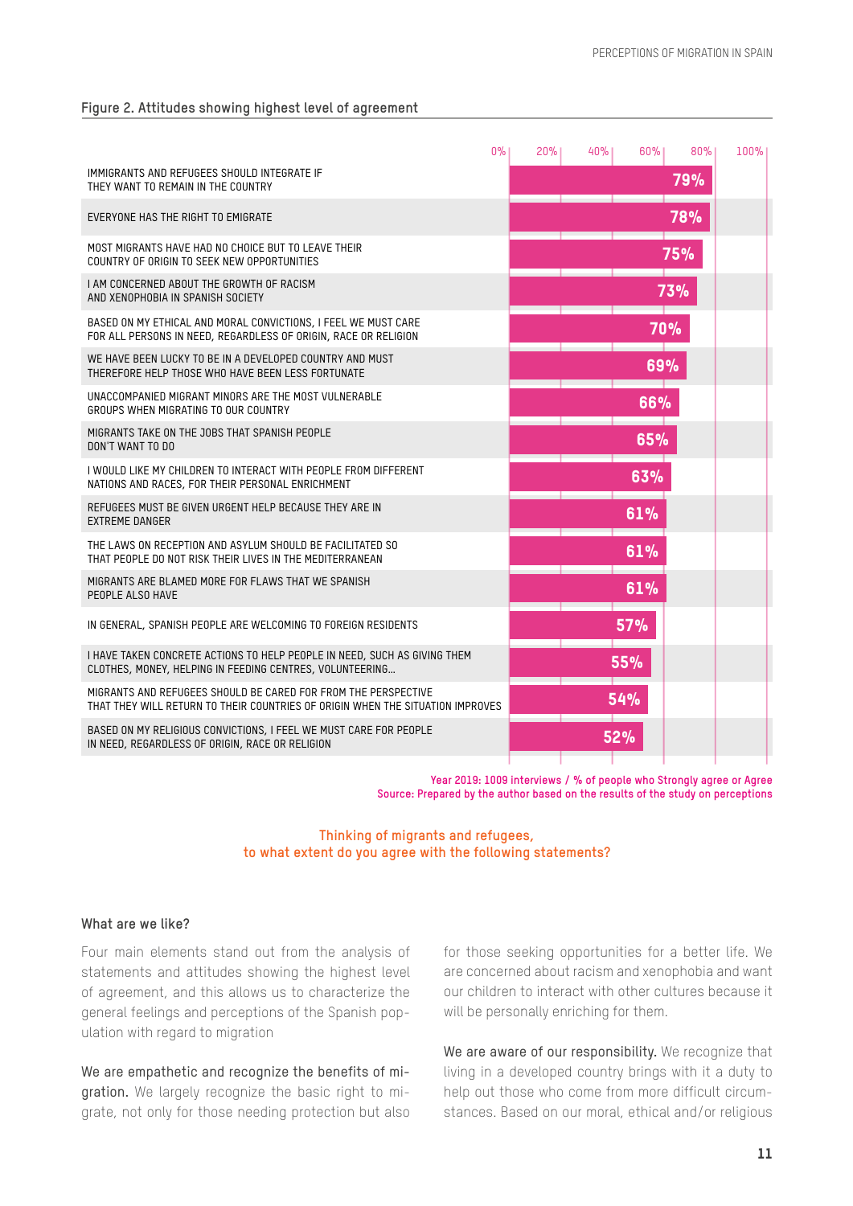**Figure 2. Attitudes showing highest level of agreement**

| Statement | % |
|---|---|
| IMMIGRANTS AND REFUGEES SHOULD INTEGRATE IF THEY WANT TO REMAIN IN THE COUNTRY | 79% |
| EVERYONE HAS THE RIGHT TO EMIGRATE | 78% |
| MOST MIGRANTS HAVE HAD NO CHOICE BUT TO LEAVE THEIR COUNTRY OF ORIGIN TO SEEK NEW OPPORTUNITIES | 75% |
| I AM CONCERNED ABOUT THE GROWTH OF RACISM AND XENOPHOBIA IN SPANISH SOCIETY | 73% |
| BASED ON MY ETHICAL AND MORAL CONVICTIONS, I FEEL WE MUST CARE FOR ALL PERSONS IN NEED, REGARDLESS OF ORIGIN, RACE OR RELIGION | 70% |
| WE HAVE BEEN LUCKY TO BE IN A DEVELOPED COUNTRY AND MUST THEREFORE HELP THOSE WHO HAVE BEEN LESS FORTUNATE | 69% |
| UNACCOMPANIED MIGRANT MINORS ARE THE MOST VULNERABLE GROUPS WHEN MIGRATING TO OUR COUNTRY | 66% |
| MIGRANTS TAKE ON THE JOBS THAT SPANISH PEOPLE DON'T WANT TO DO | 65% |
| I WOULD LIKE MY CHILDREN TO INTERACT WITH PEOPLE FROM DIFFERENT NATIONS AND RACES, FOR THEIR PERSONAL ENRICHMENT | 63% |
| REFUGEES MUST BE GIVEN URGENT HELP BECAUSE THEY ARE IN EXTREME DANGER | 61% |
| THE LAWS ON RECEPTION AND ASYLUM SHOULD BE FACILITATED SO THAT PEOPLE DO NOT RISK THEIR LIVES IN THE MEDITERRANEAN | 61% |
| MIGRANTS ARE BLAMED MORE FOR FLAWS THAT WE SPANISH PEOPLE ALSO HAVE | 61% |
| IN GENERAL, SPANISH PEOPLE ARE WELCOMING TO FOREIGN RESIDENTS | 57% |
| I HAVE TAKEN CONCRETE ACTIONS TO HELP PEOPLE IN NEED, SUCH AS GIVING THEM CLOTHES, MONEY, HELPING IN FEEDING CENTRES, VOLUNTEERING... | 55% |
| MIGRANTS AND REFUGEES SHOULD BE CARED FOR FROM THE PERSPECTIVE THAT THEY WILL RETURN TO THEIR COUNTRIES OF ORIGIN WHEN THE SITUATION IMPROVES | 54% |
| BASED ON MY RELIGIOUS CONVICTIONS, I FEEL WE MUST CARE FOR PEOPLE IN NEED, REGARDLESS OF ORIGIN, RACE OR RELIGION | 52% |

Year 2019: 1009 interviews / % of people who Strongly agree or Agree
Source: Prepared by the author based on the results of the study on perceptions

Thinking of migrants and refugees, to what extent do you agree with the following statements?

### What are we like?

Four main elements stand out from the analysis of statements and attitudes showing the highest level of agreement, and this allows us to characterize the general feelings and perceptions of the Spanish population with regard to migration

**We are empathetic and recognize the benefits of migration.** We largely recognize the basic right to migrate, not only for those needing protection but also for those seeking opportunities for a better life. We are concerned about racism and xenophobia and want our children to interact with other cultures because it will be personally enriching for them.

**We are aware of our responsibility.** We recognize that living in a developed country brings with it a duty to help out those who come from more difficult circumstances. Based on our moral, ethical and/or religious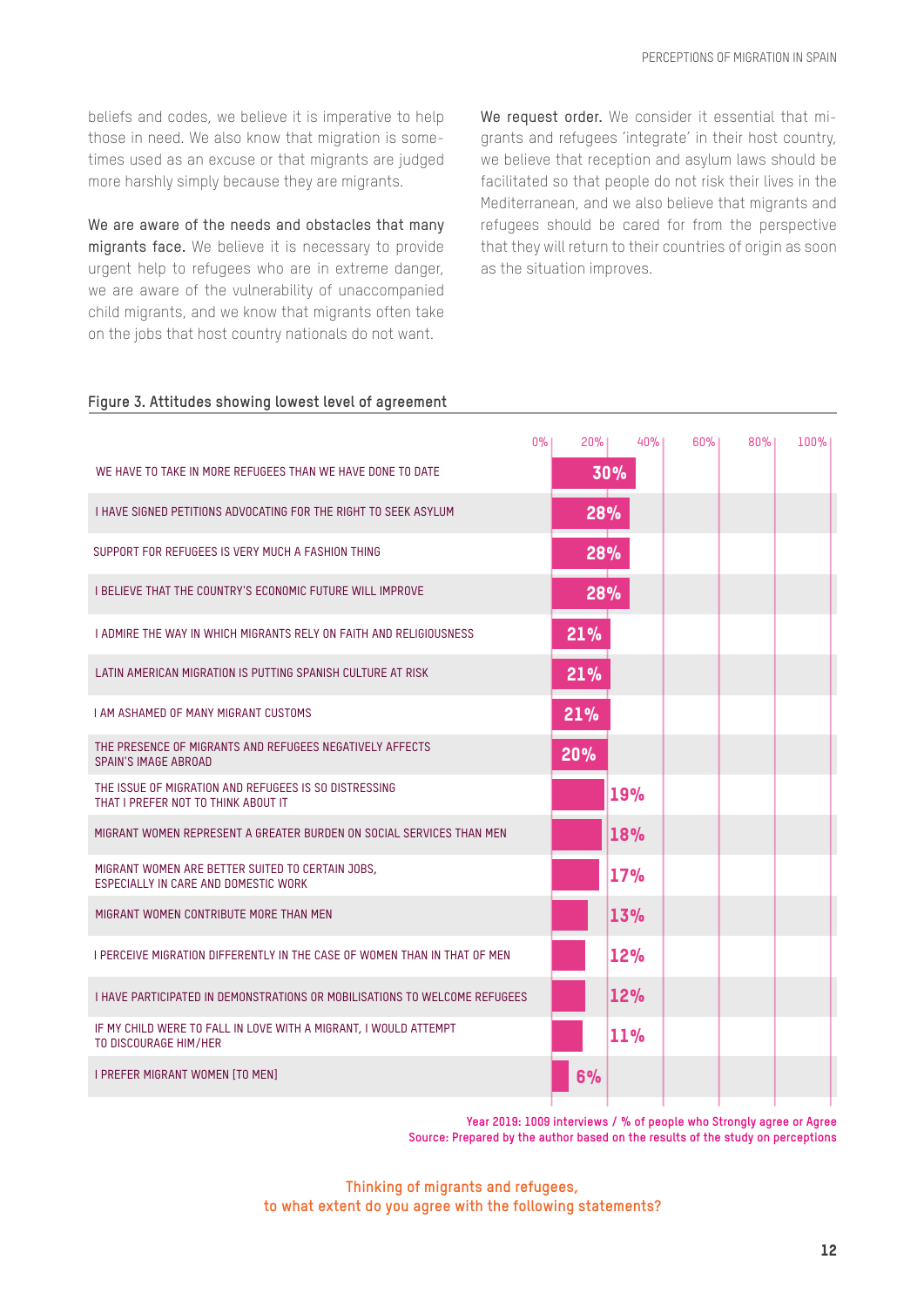beliefs and codes, we believe it is imperative to help those in need. We also know that migration is sometimes used as an excuse or that migrants are judged more harshly simply because they are migrants.

**We are aware of the needs and obstacles that many migrants face.** We believe it is necessary to provide urgent help to refugees who are in extreme danger, we are aware of the vulnerability of unaccompanied child migrants, and we know that migrants often take on the jobs that host country nationals do not want.

**We request order.** We consider it essential that migrants and refugees 'integrate' in their host country, we believe that reception and asylum laws should be facilitated so that people do not risk their lives in the Mediterranean, and we also believe that migrants and refugees should be cared for from the perspective that they will return to their countries of origin as soon as the situation improves.

**Figure 3. Attitudes showing lowest level of agreement**

| Statement | % |
|---|---|
| WE HAVE TO TAKE IN MORE REFUGEES THAN WE HAVE DONE TO DATE | 30% |
| I HAVE SIGNED PETITIONS ADVOCATING FOR THE RIGHT TO SEEK ASYLUM | 28% |
| SUPPORT FOR REFUGEES IS VERY MUCH A FASHION THING | 28% |
| I BELIEVE THAT THE COUNTRY'S ECONOMIC FUTURE WILL IMPROVE | 28% |
| I ADMIRE THE WAY IN WHICH MIGRANTS RELY ON FAITH AND RELIGIOUSNESS | 21% |
| LATIN AMERICAN MIGRATION IS PUTTING SPANISH CULTURE AT RISK | 21% |
| I AM ASHAMED OF MANY MIGRANT CUSTOMS | 21% |
| THE PRESENCE OF MIGRANTS AND REFUGEES NEGATIVELY AFFECTS SPAIN'S IMAGE ABROAD | 20% |
| THE ISSUE OF MIGRATION AND REFUGEES IS SO DISTRESSING THAT I PREFER NOT TO THINK ABOUT IT | 19% |
| MIGRANT WOMEN REPRESENT A GREATER BURDEN ON SOCIAL SERVICES THAN MEN | 18% |
| MIGRANT WOMEN ARE BETTER SUITED TO CERTAIN JOBS, ESPECIALLY IN CARE AND DOMESTIC WORK | 17% |
| MIGRANT WOMEN CONTRIBUTE MORE THAN MEN | 13% |
| I PERCEIVE MIGRATION DIFFERENTLY IN THE CASE OF WOMEN THAN IN THAT OF MEN | 12% |
| I HAVE PARTICIPATED IN DEMONSTRATIONS OR MOBILISATIONS TO WELCOME REFUGEES | 12% |
| IF MY CHILD WERE TO FALL IN LOVE WITH A MIGRANT, I WOULD ATTEMPT TO DISCOURAGE HIM/HER | 11% |
| I PREFER MIGRANT WOMEN [TO MEN] | 6% |

Year 2019: 1009 interviews / % of people who Strongly agree or Agree
Source: Prepared by the author based on the results of the study on perceptions

Thinking of migrants and refugees, to what extent do you agree with the following statements?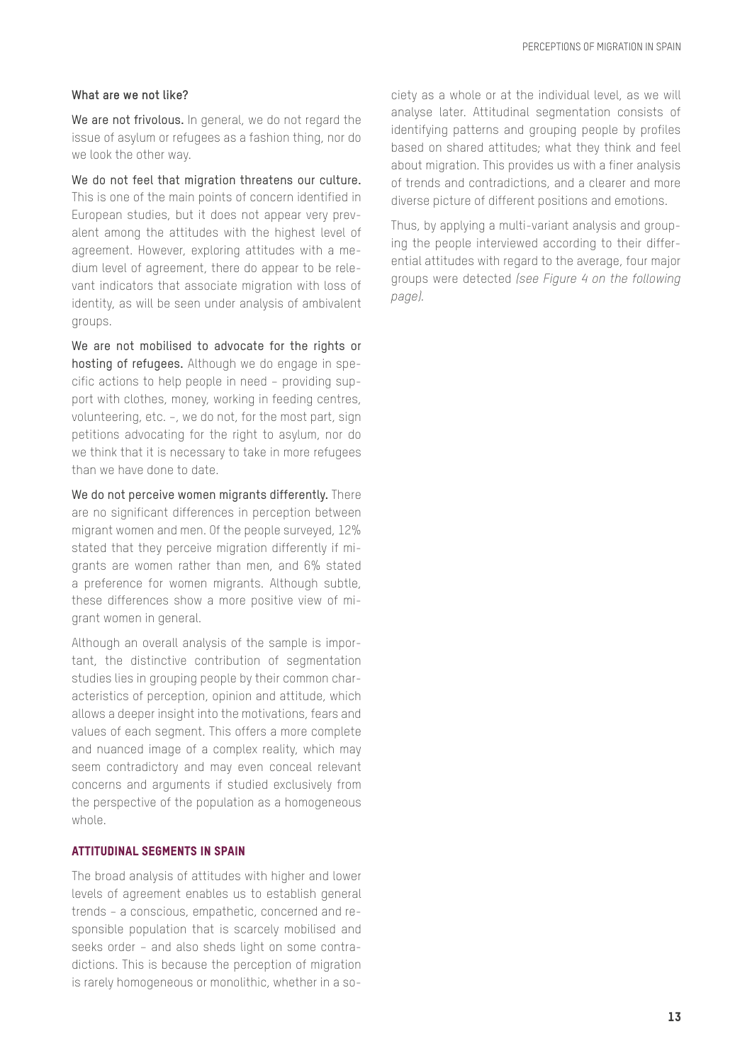### What are we not like?

**We are not frivolous.** In general, we do not regard the issue of asylum or refugees as a fashion thing, nor do we look the other way.

**We do not feel that migration threatens our culture.** This is one of the main points of concern identified in European studies, but it does not appear very prevalent among the attitudes with the highest level of agreement. However, exploring attitudes with a medium level of agreement, there do appear to be relevant indicators that associate migration with loss of identity, as will be seen under analysis of ambivalent groups.

**We are not mobilised to advocate for the rights or hosting of refugees.** Although we do engage in specific actions to help people in need – providing support with clothes, money, working in feeding centres, volunteering, etc. –, we do not, for the most part, sign petitions advocating for the right to asylum, nor do we think that it is necessary to take in more refugees than we have done to date.

**We do not perceive women migrants differently.** There are no significant differences in perception between migrant women and men. Of the people surveyed, 12% stated that they perceive migration differently if migrants are women rather than men, and 6% stated a preference for women migrants. Although subtle, these differences show a more positive view of migrant women in general.

Although an overall analysis of the sample is important, the distinctive contribution of segmentation studies lies in grouping people by their common characteristics of perception, opinion and attitude, which allows a deeper insight into the motivations, fears and values of each segment. This offers a more complete and nuanced image of a complex reality, which may seem contradictory and may even conceal relevant concerns and arguments if studied exclusively from the perspective of the population as a homogeneous whole.

## ATTITUDINAL SEGMENTS IN SPAIN

The broad analysis of attitudes with higher and lower levels of agreement enables us to establish general trends – a conscious, empathetic, concerned and responsible population that is scarcely mobilised and seeks order – and also sheds light on some contradictions. This is because the perception of migration is rarely homogeneous or monolithic, whether in a society as a whole or at the individual level, as we will analyse later. Attitudinal segmentation consists of identifying patterns and grouping people by profiles based on shared attitudes; what they think and feel about migration. This provides us with a finer analysis of trends and contradictions, and a clearer and more diverse picture of different positions and emotions.

Thus, by applying a multi-variant analysis and grouping the people interviewed according to their differential attitudes with regard to the average, four major groups were detected *(see Figure 4 on the following page)*.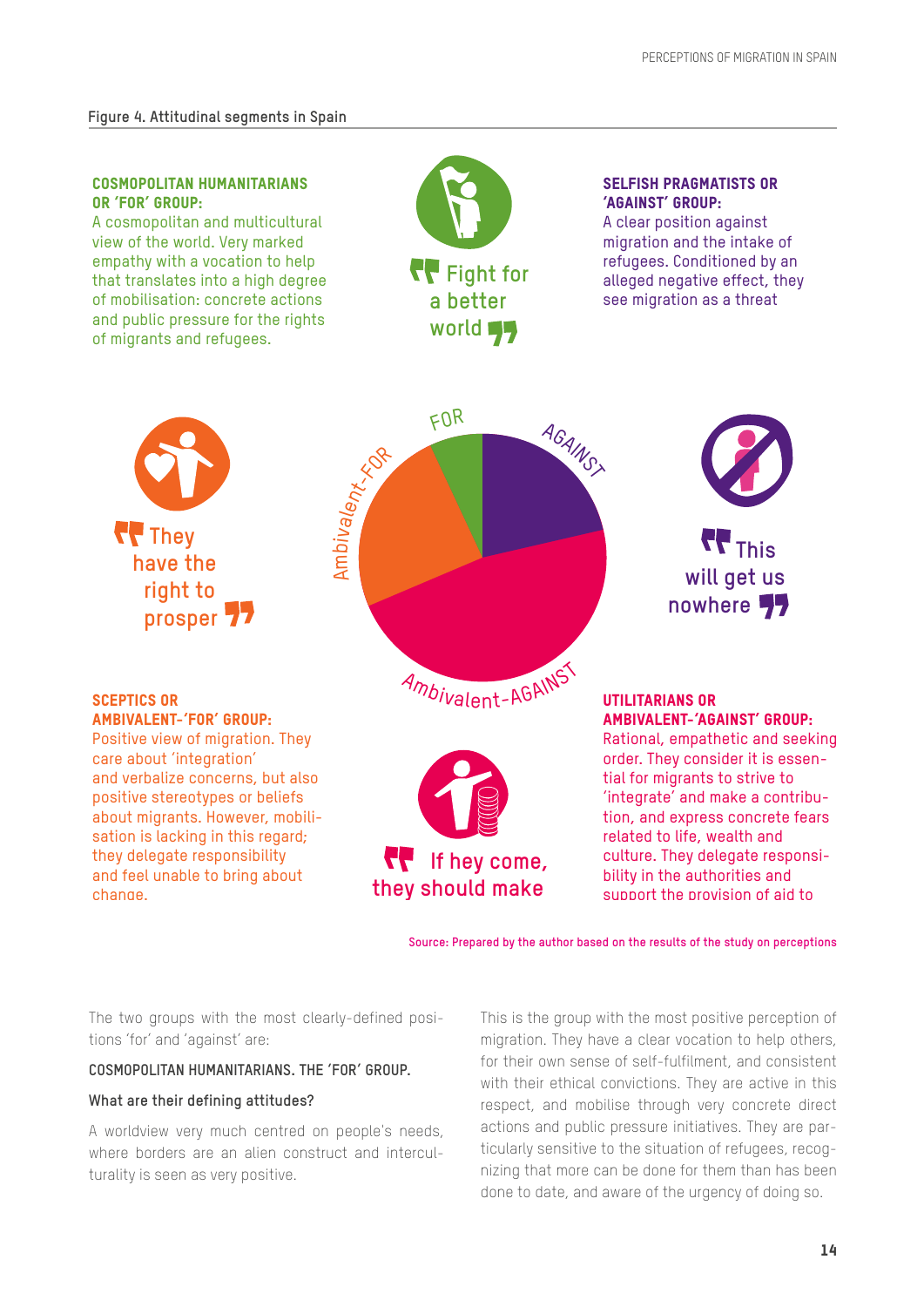**Figure 4. Attitudinal segments in Spain**

**COSMOPOLITAN HUMANITARIANS OR 'FOR' GROUP:**
A cosmopolitan and multicultural view of the world. Very marked empathy with a vocation to help that translates into a high degree of mobilisation: concrete actions and public pressure for the rights of migrants and refugees.

"Fight for a better world"

**SELFISH PRAGMATISTS OR 'AGAINST' GROUP:**
A clear position against migration and the intake of refugees. Conditioned by an alleged negative effect, they see migration as a threat

"They have the right to prosper"

FOR

AGAINST

Ambivalent-FOR

Ambivalent-AGAINST

"This will get us nowhere"

**SCEPTICS OR AMBIVALENT-'FOR' GROUP:**
Positive view of migration. They care about 'integration' and verbalize concerns, but also positive stereotypes or beliefs about migrants. However, mobilisation is lacking in this regard; they delegate responsibility and feel unable to bring about change.

"If hey come, they should make

**UTILITARIANS OR AMBIVALENT-'AGAINST' GROUP:**
Rational, empathetic and seeking order. They consider it is essential for migrants to strive to 'integrate' and make a contribution, and express concrete fears related to life, wealth and culture. They delegate responsibility in the authorities and support the provision of aid to

Source: Prepared by the author based on the results of the study on perceptions

The two groups with the most clearly-defined positions 'for' and 'against' are:

**COSMOPOLITAN HUMANITARIANS. THE 'FOR' GROUP.**

**What are their defining attitudes?**

A worldview very much centred on people's needs, where borders are an alien construct and interculturality is seen as very positive.

This is the group with the most positive perception of migration. They have a clear vocation to help others, for their own sense of self-fulfilment, and consistent with their ethical convictions. They are active in this respect, and mobilise through very concrete direct actions and public pressure initiatives. They are particularly sensitive to the situation of refugees, recognizing that more can be done for them than has been done to date, and aware of the urgency of doing so.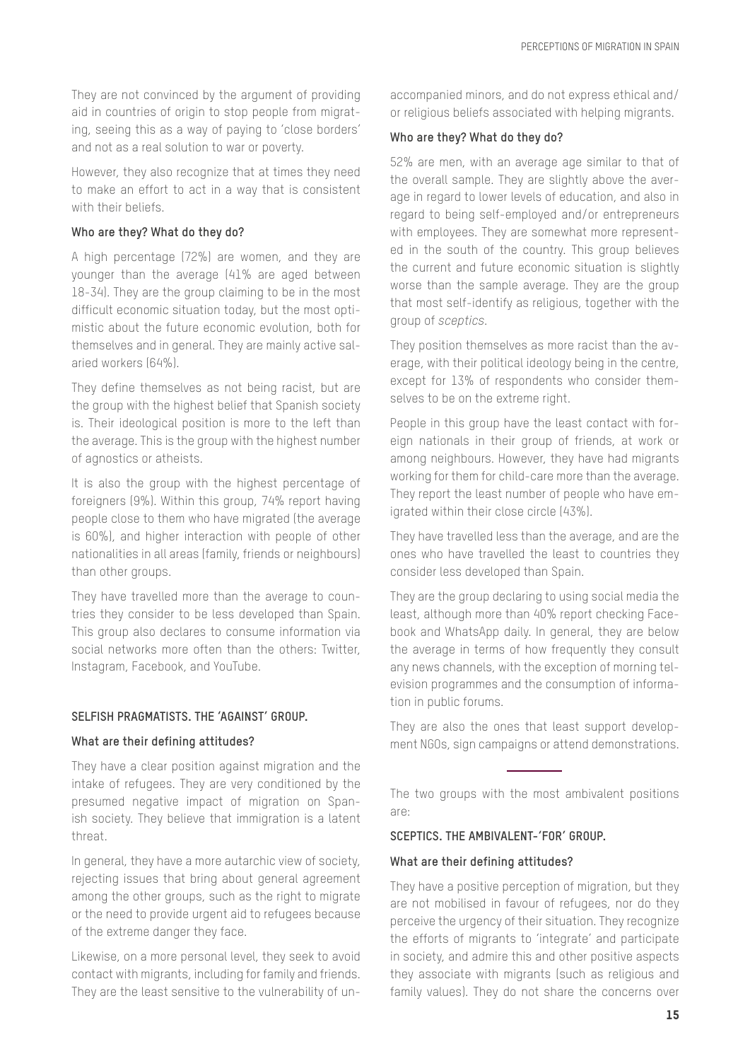They are not convinced by the argument of providing aid in countries of origin to stop people from migrating, seeing this as a way of paying to 'close borders' and not as a real solution to war or poverty.

However, they also recognize that at times they need to make an effort to act in a way that is consistent with their beliefs.

**Who are they? What do they do?**

A high percentage (72%) are women, and they are younger than the average (41% are aged between 18-34). They are the group claiming to be in the most difficult economic situation today, but the most optimistic about the future economic evolution, both for themselves and in general. They are mainly active salaried workers (64%).

They define themselves as not being racist, but are the group with the highest belief that Spanish society is. Their ideological position is more to the left than the average. This is the group with the highest number of agnostics or atheists.

It is also the group with the highest percentage of foreigners (9%). Within this group, 74% report having people close to them who have migrated (the average is 60%), and higher interaction with people of other nationalities in all areas (family, friends or neighbours) than other groups.

They have travelled more than the average to countries they consider to be less developed than Spain. This group also declares to consume information via social networks more often than the others: Twitter, Instagram, Facebook, and YouTube.

### SELFISH PRAGMATISTS. THE 'AGAINST' GROUP.

**What are their defining attitudes?**

They have a clear position against migration and the intake of refugees. They are very conditioned by the presumed negative impact of migration on Spanish society. They believe that immigration is a latent threat.

In general, they have a more autarchic view of society, rejecting issues that bring about general agreement among the other groups, such as the right to migrate or the need to provide urgent aid to refugees because of the extreme danger they face.

Likewise, on a more personal level, they seek to avoid contact with migrants, including for family and friends. They are the least sensitive to the vulnerability of unaccompanied minors, and do not express ethical and/or religious beliefs associated with helping migrants.

**Who are they? What do they do?**

52% are men, with an average age similar to that of the overall sample. They are slightly above the average in regard to lower levels of education, and also in regard to being self-employed and/or entrepreneurs with employees. They are somewhat more represented in the south of the country. This group believes the current and future economic situation is slightly worse than the sample average. They are the group that most self-identify as religious, together with the group of *sceptics*.

They position themselves as more racist than the average, with their political ideology being in the centre, except for 13% of respondents who consider themselves to be on the extreme right.

People in this group have the least contact with foreign nationals in their group of friends, at work or among neighbours. However, they have had migrants working for them for child-care more than the average. They report the least number of people who have emigrated within their close circle (43%).

They have travelled less than the average, and are the ones who have travelled the least to countries they consider less developed than Spain.

They are the group declaring to using social media the least, although more than 40% report checking Facebook and WhatsApp daily. In general, they are below the average in terms of how frequently they consult any news channels, with the exception of morning television programmes and the consumption of information in public forums.

They are also the ones that least support development NGOs, sign campaigns or attend demonstrations.

---

The two groups with the most ambivalent positions are:

### SCEPTICS. THE AMBIVALENT-'FOR' GROUP.

**What are their defining attitudes?**

They have a positive perception of migration, but they are not mobilised in favour of refugees, nor do they perceive the urgency of their situation. They recognize the efforts of migrants to 'integrate' and participate in society, and admire this and other positive aspects they associate with migrants (such as religious and family values). They do not share the concerns over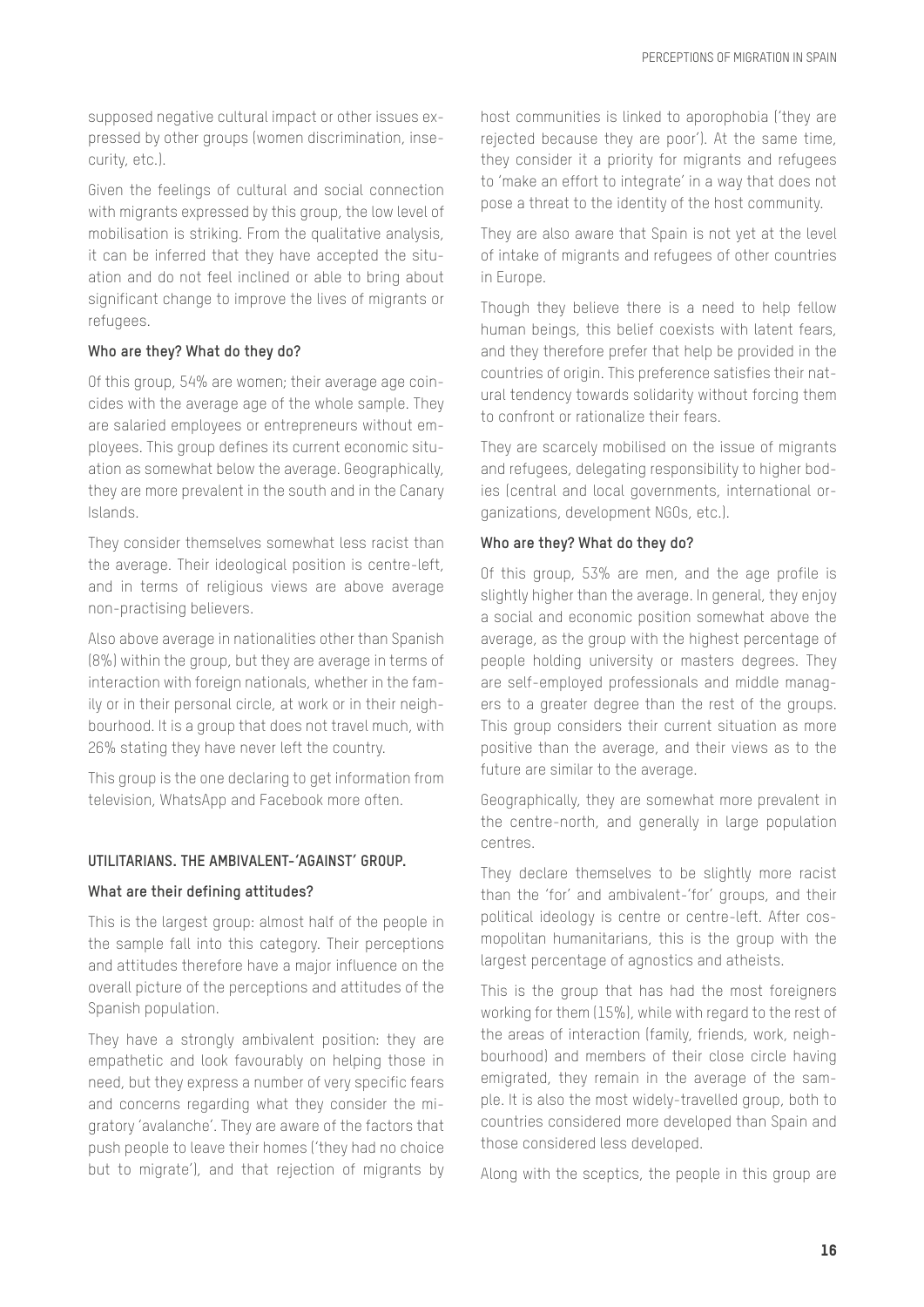supposed negative cultural impact or other issues expressed by other groups (women discrimination, insecurity, etc.).

Given the feelings of cultural and social connection with migrants expressed by this group, the low level of mobilisation is striking. From the qualitative analysis, it can be inferred that they have accepted the situation and do not feel inclined or able to bring about significant change to improve the lives of migrants or refugees.

**Who are they? What do they do?**

Of this group, 54% are women; their average age coincides with the average age of the whole sample. They are salaried employees or entrepreneurs without employees. This group defines its current economic situation as somewhat below the average. Geographically, they are more prevalent in the south and in the Canary Islands.

They consider themselves somewhat less racist than the average. Their ideological position is centre-left, and in terms of religious views are above average non-practising believers.

Also above average in nationalities other than Spanish (8%) within the group, but they are average in terms of interaction with foreign nationals, whether in the family or in their personal circle, at work or in their neighbourhood. It is a group that does not travel much, with 26% stating they have never left the country.

This group is the one declaring to get information from television, WhatsApp and Facebook more often.

### UTILITARIANS. THE AMBIVALENT-'AGAINST' GROUP.

**What are their defining attitudes?**

This is the largest group: almost half of the people in the sample fall into this category. Their perceptions and attitudes therefore have a major influence on the overall picture of the perceptions and attitudes of the Spanish population.

They have a strongly ambivalent position: they are empathetic and look favourably on helping those in need, but they express a number of very specific fears and concerns regarding what they consider the migratory 'avalanche'. They are aware of the factors that push people to leave their homes ('they had no choice but to migrate'), and that rejection of migrants by host communities is linked to aporophobia ('they are rejected because they are poor'). At the same time, they consider it a priority for migrants and refugees to 'make an effort to integrate' in a way that does not pose a threat to the identity of the host community.

They are also aware that Spain is not yet at the level of intake of migrants and refugees of other countries in Europe.

Though they believe there is a need to help fellow human beings, this belief coexists with latent fears, and they therefore prefer that help be provided in the countries of origin. This preference satisfies their natural tendency towards solidarity without forcing them to confront or rationalize their fears.

They are scarcely mobilised on the issue of migrants and refugees, delegating responsibility to higher bodies (central and local governments, international organizations, development NGOs, etc.).

**Who are they? What do they do?**

Of this group, 53% are men, and the age profile is slightly higher than the average. In general, they enjoy a social and economic position somewhat above the average, as the group with the highest percentage of people holding university or masters degrees. They are self-employed professionals and middle managers to a greater degree than the rest of the groups. This group considers their current situation as more positive than the average, and their views as to the future are similar to the average.

Geographically, they are somewhat more prevalent in the centre-north, and generally in large population centres.

They declare themselves to be slightly more racist than the 'for' and ambivalent-'for' groups, and their political ideology is centre or centre-left. After cosmopolitan humanitarians, this is the group with the largest percentage of agnostics and atheists.

This is the group that has had the most foreigners working for them (15%), while with regard to the rest of the areas of interaction (family, friends, work, neighbourhood) and members of their close circle having emigrated, they remain in the average of the sample. It is also the most widely-travelled group, both to countries considered more developed than Spain and those considered less developed.

Along with the sceptics, the people in this group are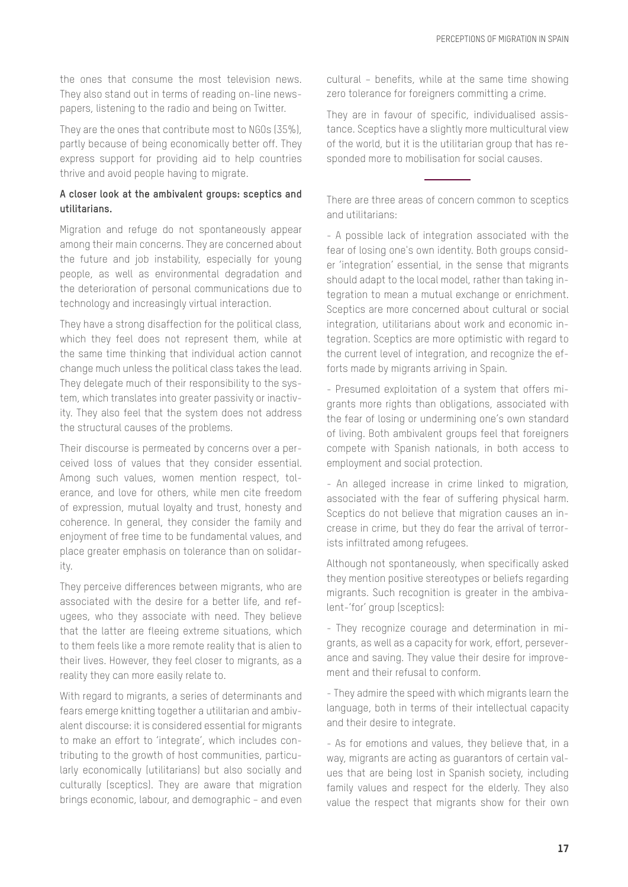the ones that consume the most television news. They also stand out in terms of reading on-line newspapers, listening to the radio and being on Twitter.

They are the ones that contribute most to NGOs (35%), partly because of being economically better off. They express support for providing aid to help countries thrive and avoid people having to migrate.

**A closer look at the ambivalent groups: sceptics and utilitarians.**

Migration and refuge do not spontaneously appear among their main concerns. They are concerned about the future and job instability, especially for young people, as well as environmental degradation and the deterioration of personal communications due to technology and increasingly virtual interaction.

They have a strong disaffection for the political class, which they feel does not represent them, while at the same time thinking that individual action cannot change much unless the political class takes the lead. They delegate much of their responsibility to the system, which translates into greater passivity or inactivity. They also feel that the system does not address the structural causes of the problems.

Their discourse is permeated by concerns over a perceived loss of values that they consider essential. Among such values, women mention respect, tolerance, and love for others, while men cite freedom of expression, mutual loyalty and trust, honesty and coherence. In general, they consider the family and enjoyment of free time to be fundamental values, and place greater emphasis on tolerance than on solidarity.

They perceive differences between migrants, who are associated with the desire for a better life, and refugees, who they associate with need. They believe that the latter are fleeing extreme situations, which to them feels like a more remote reality that is alien to their lives. However, they feel closer to migrants, as a reality they can more easily relate to.

With regard to migrants, a series of determinants and fears emerge knitting together a utilitarian and ambivalent discourse: it is considered essential for migrants to make an effort to 'integrate', which includes contributing to the growth of host communities, particularly economically (utilitarians) but also socially and culturally (sceptics). They are aware that migration brings economic, labour, and demographic – and even cultural – benefits, while at the same time showing zero tolerance for foreigners committing a crime.

They are in favour of specific, individualised assistance. Sceptics have a slightly more multicultural view of the world, but it is the utilitarian group that has responded more to mobilisation for social causes.

---

There are three areas of concern common to sceptics and utilitarians:

- A possible lack of integration associated with the fear of losing one's own identity. Both groups consider 'integration' essential, in the sense that migrants should adapt to the local model, rather than taking integration to mean a mutual exchange or enrichment. Sceptics are more concerned about cultural or social integration, utilitarians about work and economic integration. Sceptics are more optimistic with regard to the current level of integration, and recognize the efforts made by migrants arriving in Spain.

- Presumed exploitation of a system that offers migrants more rights than obligations, associated with the fear of losing or undermining one's own standard of living. Both ambivalent groups feel that foreigners compete with Spanish nationals, in both access to employment and social protection.

- An alleged increase in crime linked to migration, associated with the fear of suffering physical harm. Sceptics do not believe that migration causes an increase in crime, but they do fear the arrival of terrorists infiltrated among refugees.

Although not spontaneously, when specifically asked they mention positive stereotypes or beliefs regarding migrants. Such recognition is greater in the ambivalent-'for' group (sceptics):

- They recognize courage and determination in migrants, as well as a capacity for work, effort, perseverance and saving. They value their desire for improvement and their refusal to conform.

- They admire the speed with which migrants learn the language, both in terms of their intellectual capacity and their desire to integrate.

- As for emotions and values, they believe that, in a way, migrants are acting as guarantors of certain values that are being lost in Spanish society, including family values and respect for the elderly. They also value the respect that migrants show for their own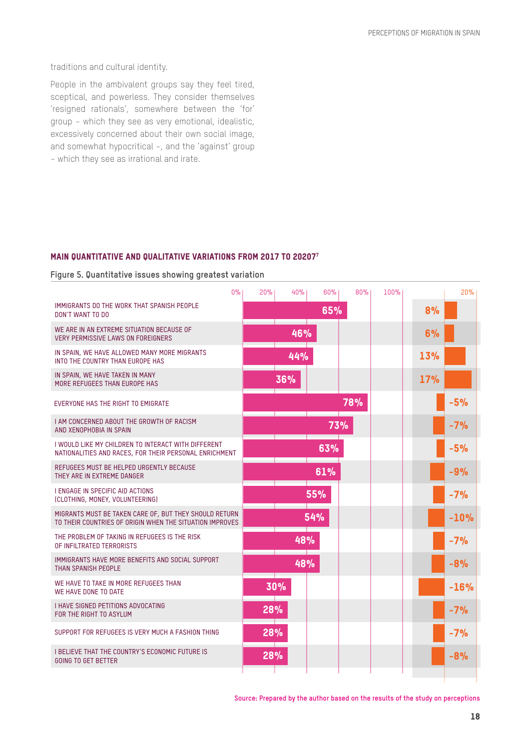traditions and cultural identity.

People in the ambivalent groups say they feel tired, sceptical, and powerless. They consider themselves 'resigned rationals', somewhere between the 'for' group – which they see as very emotional, idealistic, excessively concerned about their own social image, and somewhat hypocritical –, and the 'against' group – which they see as irrational and irate.

### MAIN QUANTITATIVE AND QUALITATIVE VARIATIONS FROM 2017 TO 2020[7]

Figure 5. Quantitative issues showing greatest variation

| Statement | 2020 | Variation |
|---|---|---|
| IMMIGRANTS DO THE WORK THAT SPANISH PEOPLE DON'T WANT TO DO | 65% | 8% |
| WE ARE IN AN EXTREME SITUATION BECAUSE OF VERY PERMISSIVE LAWS ON FOREIGNERS | 46% | 6% |
| IN SPAIN, WE HAVE ALLOWED MANY MORE MIGRANTS INTO THE COUNTRY THAN EUROPE HAS | 44% | 13% |
| IN SPAIN, WE HAVE TAKEN IN MANY MORE REFUGEES THAN EUROPE HAS | 36% | 17% |
| EVERYONE HAS THE RIGHT TO EMIGRATE | 78% | -5% |
| I AM CONCERNED ABOUT THE GROWTH OF RACISM AND XENOPHOBIA IN SPAIN | 73% | -7% |
| I WOULD LIKE MY CHILDREN TO INTERACT WITH DIFFERENT NATIONALITIES AND RACES, FOR THEIR PERSONAL ENRICHMENT | 63% | -5% |
| REFUGEES MUST BE HELPED URGENTLY BECAUSE THEY ARE IN EXTREME DANGER | 61% | -9% |
| I ENGAGE IN SPECIFIC AID ACTIONS (CLOTHING, MONEY, VOLUNTEERING) | 55% | -7% |
| MIGRANTS MUST BE TAKEN CARE OF, BUT THEY SHOULD RETURN TO THEIR COUNTRIES OF ORIGIN WHEN THE SITUATION IMPROVES | 54% | -10% |
| THE PROBLEM OF TAKING IN REFUGEES IS THE RISK OF INFILTRATED TERRORISTS | 48% | -7% |
| IMMIGRANTS HAVE MORE BENEFITS AND SOCIAL SUPPORT THAN SPANISH PEOPLE | 48% | -8% |
| WE HAVE TO TAKE IN MORE REFUGEES THAN WE HAVE DONE TO DATE | 30% | -16% |
| I HAVE SIGNED PETITIONS ADVOCATING FOR THE RIGHT TO ASYLUM | 28% | -7% |
| SUPPORT FOR REFUGEES IS VERY MUCH A FASHION THING | 28% | -7% |
| I BELIEVE THAT THE COUNTRY'S ECONOMIC FUTURE IS GOING TO GET BETTER | 28% | -8% |

Source: Prepared by the author based on the results of the study on perceptions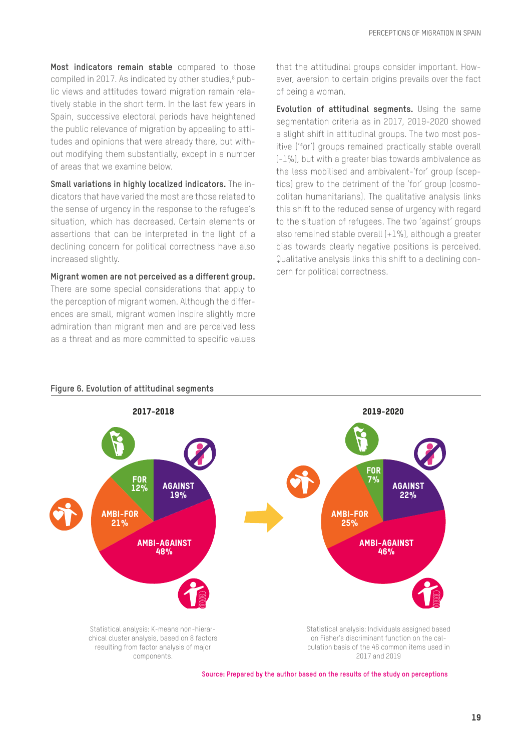**Most indicators remain stable** compared to those compiled in 2017. As indicated by other studies,[8] public views and attitudes toward migration remain relatively stable in the short term. In the last few years in Spain, successive electoral periods have heightened the public relevance of migration by appealing to attitudes and opinions that were already there, but without modifying them substantially, except in a number of areas that we examine below.

**Small variations in highly localized indicators.** The indicators that have varied the most are those related to the sense of urgency in the response to the refugee's situation, which has decreased. Certain elements or assertions that can be interpreted in the light of a declining concern for political correctness have also increased slightly.

**Migrant women are not perceived as a different group.** There are some special considerations that apply to the perception of migrant women. Although the differences are small, migrant women inspire slightly more admiration than migrant men and are perceived less as a threat and as more committed to specific values that the attitudinal groups consider important. However, aversion to certain origins prevails over the fact of being a woman.

**Evolution of attitudinal segments.** Using the same segmentation criteria as in 2017, 2019-2020 showed a slight shift in attitudinal groups. The two most positive ('for') groups remained practically stable overall (-1%), but with a greater bias towards ambivalence as the less mobilised and ambivalent-'for' group (sceptics) grew to the detriment of the 'for' group (cosmopolitan humanitarians). The qualitative analysis links this shift to the reduced sense of urgency with regard to the situation of refugees. The two 'against' groups also remained stable overall (+1%), although a greater bias towards clearly negative positions is perceived. Qualitative analysis links this shift to a declining concern for political correctness.

**Figure 6. Evolution of attitudinal segments**

| Segment | 2017-2018 | 2019-2020 |
|---|---|---|
| FOR | 12% | 7% |
| AGAINST | 19% | 22% |
| AMBI-FOR | 21% | 25% |
| AMBI-AGAINST | 48% | 46% |

2017-2018: Statistical analysis: K-means non-hierarchical cluster analysis, based on 8 factors resulting from factor analysis of major components.

2019-2020: Statistical analysis: Individuals assigned based on Fisher's discriminant function on the calculation basis of the 46 common items used in 2017 and 2019

Source: Prepared by the author based on the results of the study on perceptions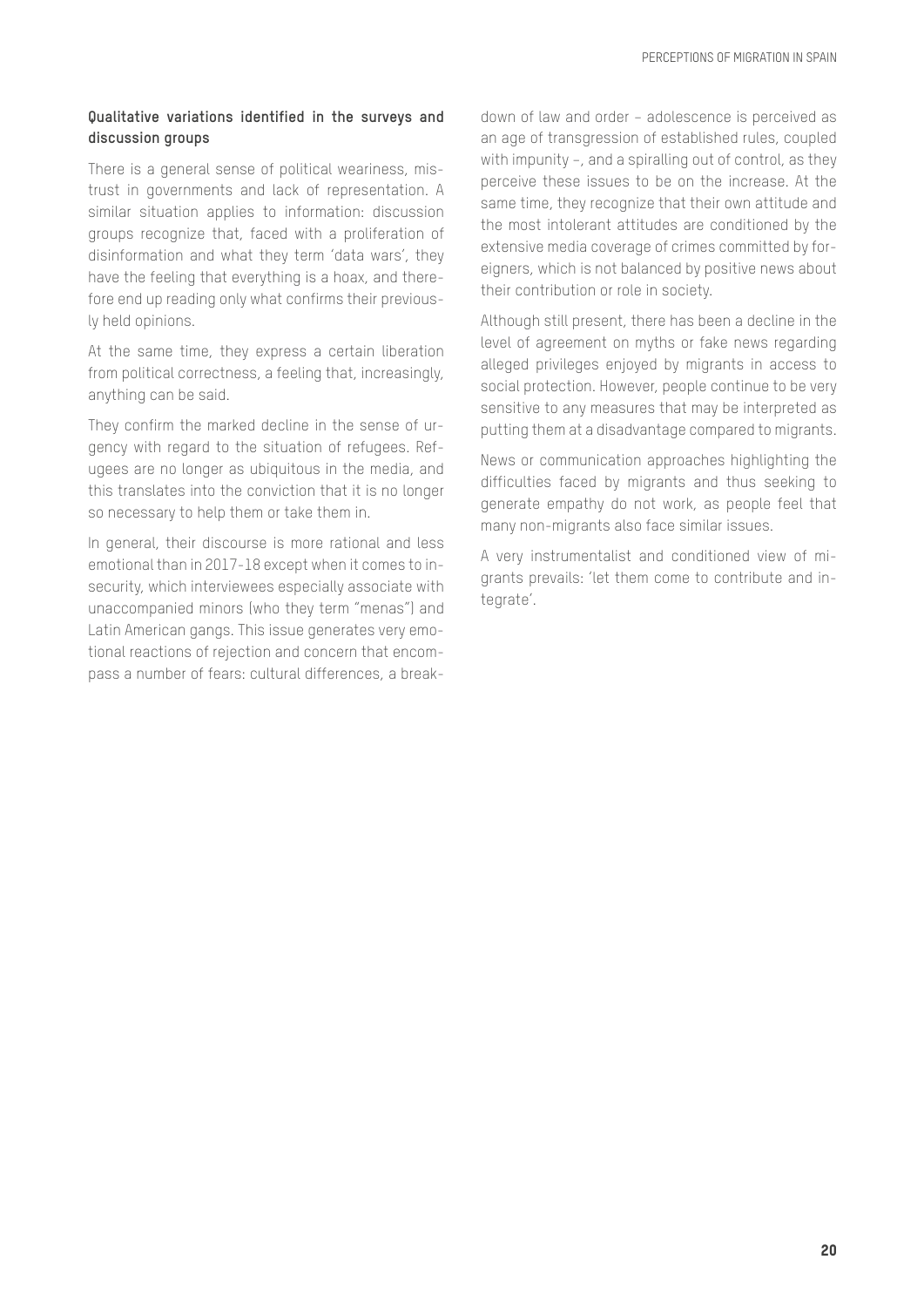**Qualitative variations identified in the surveys and discussion groups**

There is a general sense of political weariness, mistrust in governments and lack of representation. A similar situation applies to information: discussion groups recognize that, faced with a proliferation of disinformation and what they term 'data wars', they have the feeling that everything is a hoax, and therefore end up reading only what confirms their previously held opinions.

At the same time, they express a certain liberation from political correctness, a feeling that, increasingly, anything can be said.

They confirm the marked decline in the sense of urgency with regard to the situation of refugees. Refugees are no longer as ubiquitous in the media, and this translates into the conviction that it is no longer so necessary to help them or take them in.

In general, their discourse is more rational and less emotional than in 2017-18 except when it comes to insecurity, which interviewees especially associate with unaccompanied minors (who they term "menas") and Latin American gangs. This issue generates very emotional reactions of rejection and concern that encompass a number of fears: cultural differences, a breakdown of law and order – adolescence is perceived as an age of transgression of established rules, coupled with impunity –, and a spiralling out of control, as they perceive these issues to be on the increase. At the same time, they recognize that their own attitude and the most intolerant attitudes are conditioned by the extensive media coverage of crimes committed by foreigners, which is not balanced by positive news about their contribution or role in society.

Although still present, there has been a decline in the level of agreement on myths or fake news regarding alleged privileges enjoyed by migrants in access to social protection. However, people continue to be very sensitive to any measures that may be interpreted as putting them at a disadvantage compared to migrants.

News or communication approaches highlighting the difficulties faced by migrants and thus seeking to generate empathy do not work, as people feel that many non-migrants also face similar issues.

A very instrumentalist and conditioned view of migrants prevails: 'let them come to contribute and integrate'.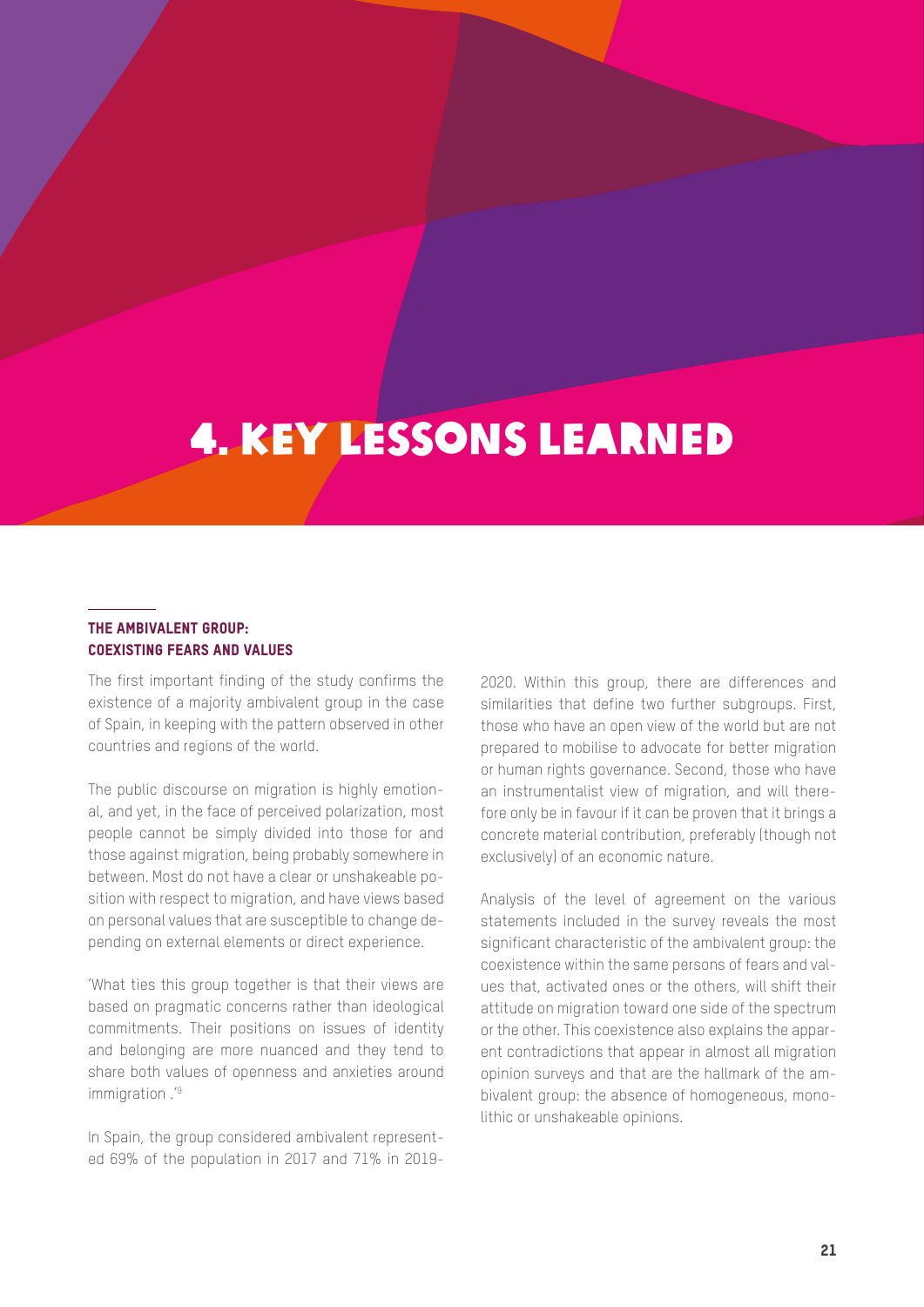# 4. KEY LESSONS LEARNED

## THE AMBIVALENT GROUP: COEXISTING FEARS AND VALUES

The first important finding of the study confirms the existence of a majority ambivalent group in the case of Spain, in keeping with the pattern observed in other countries and regions of the world.

The public discourse on migration is highly emotional, and yet, in the face of perceived polarization, most people cannot be simply divided into those for and those against migration, being probably somewhere in between. Most do not have a clear or unshakeable position with respect to migration, and have views based on personal values that are susceptible to change depending on external elements or direct experience.

'What ties this group together is that their views are based on pragmatic concerns rather than ideological commitments. Their positions on issues of identity and belonging are more nuanced and they tend to share both values of openness and anxieties around immigration .'[9]

In Spain, the group considered ambivalent represented 69% of the population in 2017 and 71% in 2019-2020. Within this group, there are differences and similarities that define two further subgroups. First, those who have an open view of the world but are not prepared to mobilise to advocate for better migration or human rights governance. Second, those who have an instrumentalist view of migration, and will therefore only be in favour if it can be proven that it brings a concrete material contribution, preferably (though not exclusively) of an economic nature.

Analysis of the level of agreement on the various statements included in the survey reveals the most significant characteristic of the ambivalent group: the coexistence within the same persons of fears and values that, activated ones or the others, will shift their attitude on migration toward one side of the spectrum or the other. This coexistence also explains the apparent contradictions that appear in almost all migration opinion surveys and that are the hallmark of the ambivalent group: the absence of homogeneous, monolithic or unshakeable opinions.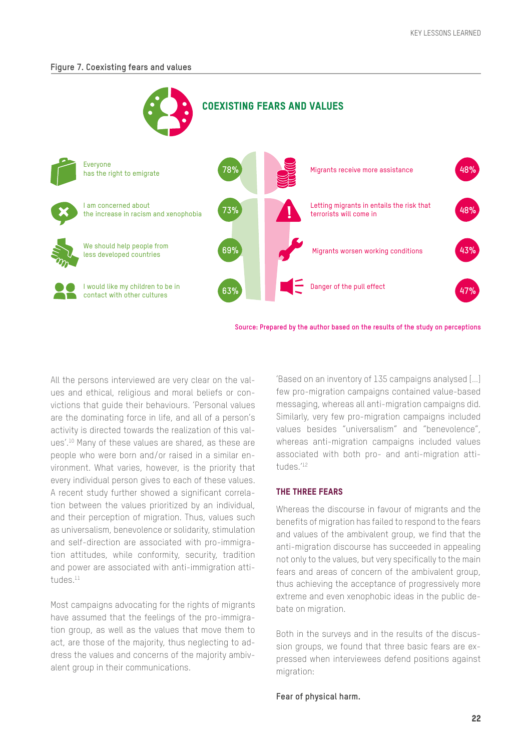**Figure 7. Coexisting fears and values**

**COEXISTING FEARS AND VALUES**

| Values | % | Fears | % |
|---|---|---|---|
| Everyone has the right to emigrate | 78% | Migrants receive more assistance | 48% |
| I am concerned about the increase in racism and xenophobia | 73% | Letting migrants in entails the risk that terrorists will come in | 48% |
| We should help people from less developed countries | 69% | Migrants worsen working conditions | 43% |
| I would like my children to be in contact with other cultures | 63% | Danger of the pull effect | 47% |

Source: Prepared by the author based on the results of the study on perceptions

All the persons interviewed are very clear on the values and ethical, religious and moral beliefs or convictions that guide their behaviours. 'Personal values are the dominating force in life, and all of a person's activity is directed towards the realization of this values'.[10] Many of these values are shared, as these are people who were born and/or raised in a similar environment. What varies, however, is the priority that every individual person gives to each of these values. A recent study further showed a significant correlation between the values prioritized by an individual, and their perception of migration. Thus, values such as universalism, benevolence or solidarity, stimulation and self-direction are associated with pro-immigration attitudes, while conformity, security, tradition and power are associated with anti-immigration attitudes.[11]

Most campaigns advocating for the rights of migrants have assumed that the feelings of the pro-immigration group, as well as the values that move them to act, are those of the majority, thus neglecting to address the values and concerns of the majority ambivalent group in their communications.

'Based on an inventory of 135 campaigns analysed [...] few pro-migration campaigns contained value-based messaging, whereas all anti-migration campaigns did. Similarly, very few pro-migration campaigns included values besides "universalism" and "benevolence", whereas anti-migration campaigns included values associated with both pro- and anti-migration attitudes.'[12]

## THE THREE FEARS

Whereas the discourse in favour of migrants and the benefits of migration has failed to respond to the fears and values of the ambivalent group, we find that the anti-migration discourse has succeeded in appealing not only to the values, but very specifically to the main fears and areas of concern of the ambivalent group, thus achieving the acceptance of progressively more extreme and even xenophobic ideas in the public debate on migration.

Both in the surveys and in the results of the discussion groups, we found that three basic fears are expressed when interviewees defend positions against migration:

**Fear of physical harm.**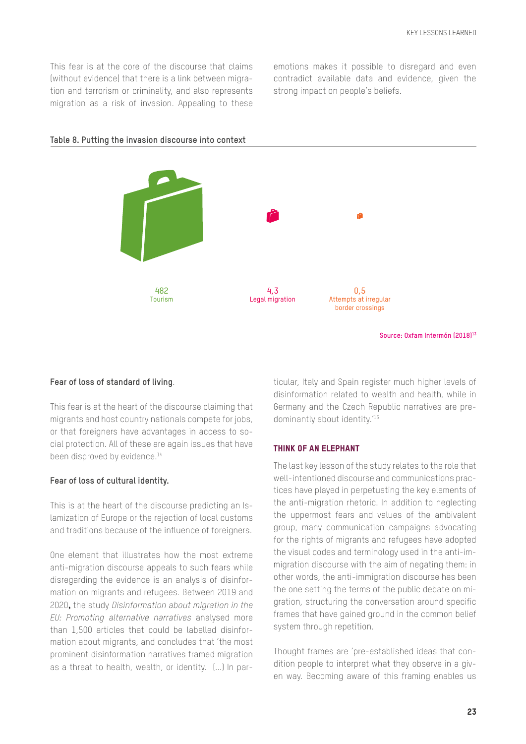This fear is at the core of the discourse that claims (without evidence) that there is a link between migration and terrorism or criminality, and also represents migration as a risk of invasion. Appealing to these emotions makes it possible to disregard and even contradict available data and evidence, given the strong impact on people's beliefs.

**Table 8. Putting the invasion discourse into context**

| 482 | 4,3 | 0,5 |
|---|---|---|
| Tourism | Legal migration | Attempts at irregular border crossings |

Source: Oxfam Intermón (2018)[13]

**Fear of loss of standard of living**.

This fear is at the heart of the discourse claiming that migrants and host country nationals compete for jobs, or that foreigners have advantages in access to social protection. All of these are again issues that have been disproved by evidence.[14]

**Fear of loss of cultural identity.**

This is at the heart of the discourse predicting an Islamization of Europe or the rejection of local customs and traditions because of the influence of foreigners.

One element that illustrates how the most extreme anti-migration discourse appeals to such fears while disregarding the evidence is an analysis of disinformation on migrants and refugees. Between 2019 and 2020**,** the study *Disinformation about migration in the EU: Promoting alternative narratives* analysed more than 1,500 articles that could be labelled disinformation about migrants, and concludes that 'the most prominent disinformation narratives framed migration as a threat to health, wealth, or identity. (...) In particular, Italy and Spain register much higher levels of disinformation related to wealth and health, while in Germany and the Czech Republic narratives are predominantly about identity.'[15]

## THINK OF AN ELEPHANT

The last key lesson of the study relates to the role that well-intentioned discourse and communications practices have played in perpetuating the key elements of the anti-migration rhetoric. In addition to neglecting the uppermost fears and values of the ambivalent group, many communication campaigns advocating for the rights of migrants and refugees have adopted the visual codes and terminology used in the anti-immigration discourse with the aim of negating them: in other words, the anti-immigration discourse has been the one setting the terms of the public debate on migration, structuring the conversation around specific frames that have gained ground in the common belief system through repetition.

Thought frames are 'pre-established ideas that condition people to interpret what they observe in a given way. Becoming aware of this framing enables us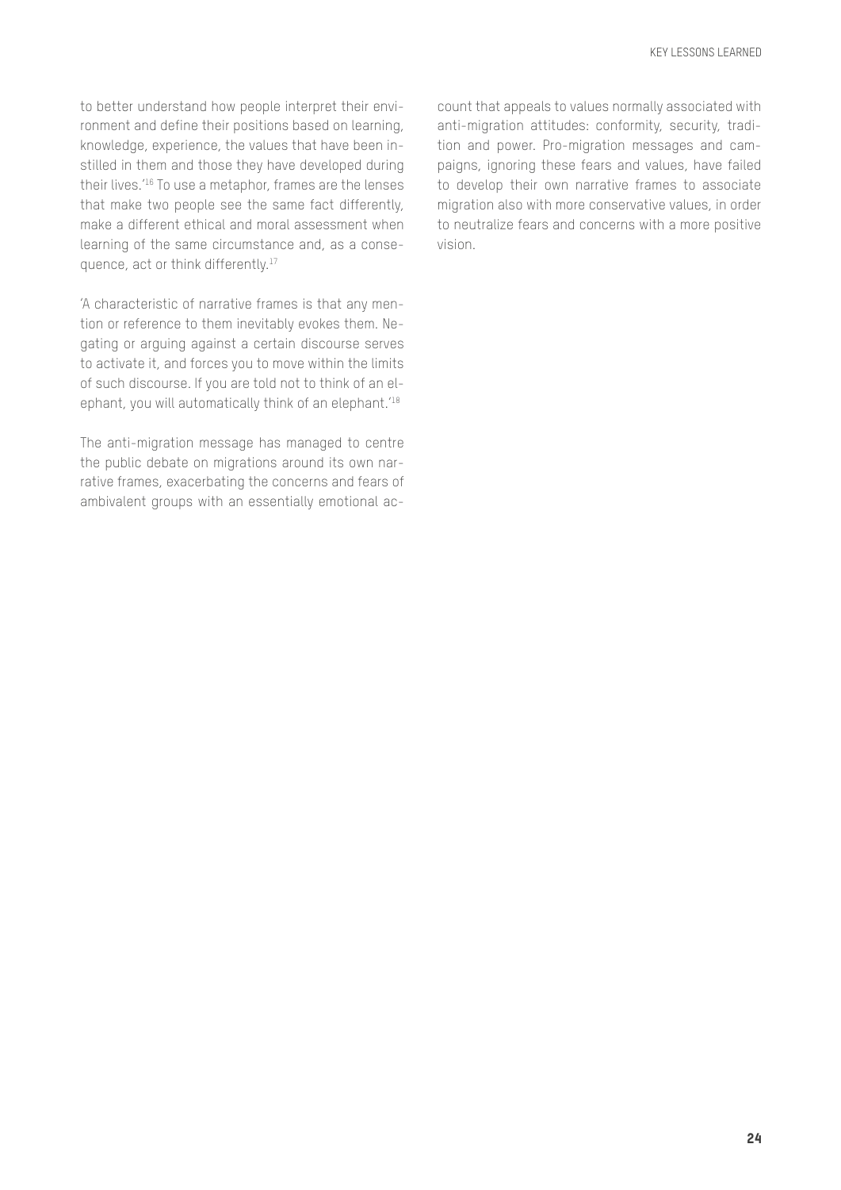to better understand how people interpret their environment and define their positions based on learning, knowledge, experience, the values that have been instilled in them and those they have developed during their lives.'[16] To use a metaphor, frames are the lenses that make two people see the same fact differently, make a different ethical and moral assessment when learning of the same circumstance and, as a consequence, act or think differently.[17]

'A characteristic of narrative frames is that any mention or reference to them inevitably evokes them. Negating or arguing against a certain discourse serves to activate it, and forces you to move within the limits of such discourse. If you are told not to think of an elephant, you will automatically think of an elephant.'[18]

The anti-migration message has managed to centre the public debate on migrations around its own narrative frames, exacerbating the concerns and fears of ambivalent groups with an essentially emotional account that appeals to values normally associated with anti-migration attitudes: conformity, security, tradition and power. Pro-migration messages and campaigns, ignoring these fears and values, have failed to develop their own narrative frames to associate migration also with more conservative values, in order to neutralize fears and concerns with a more positive vision.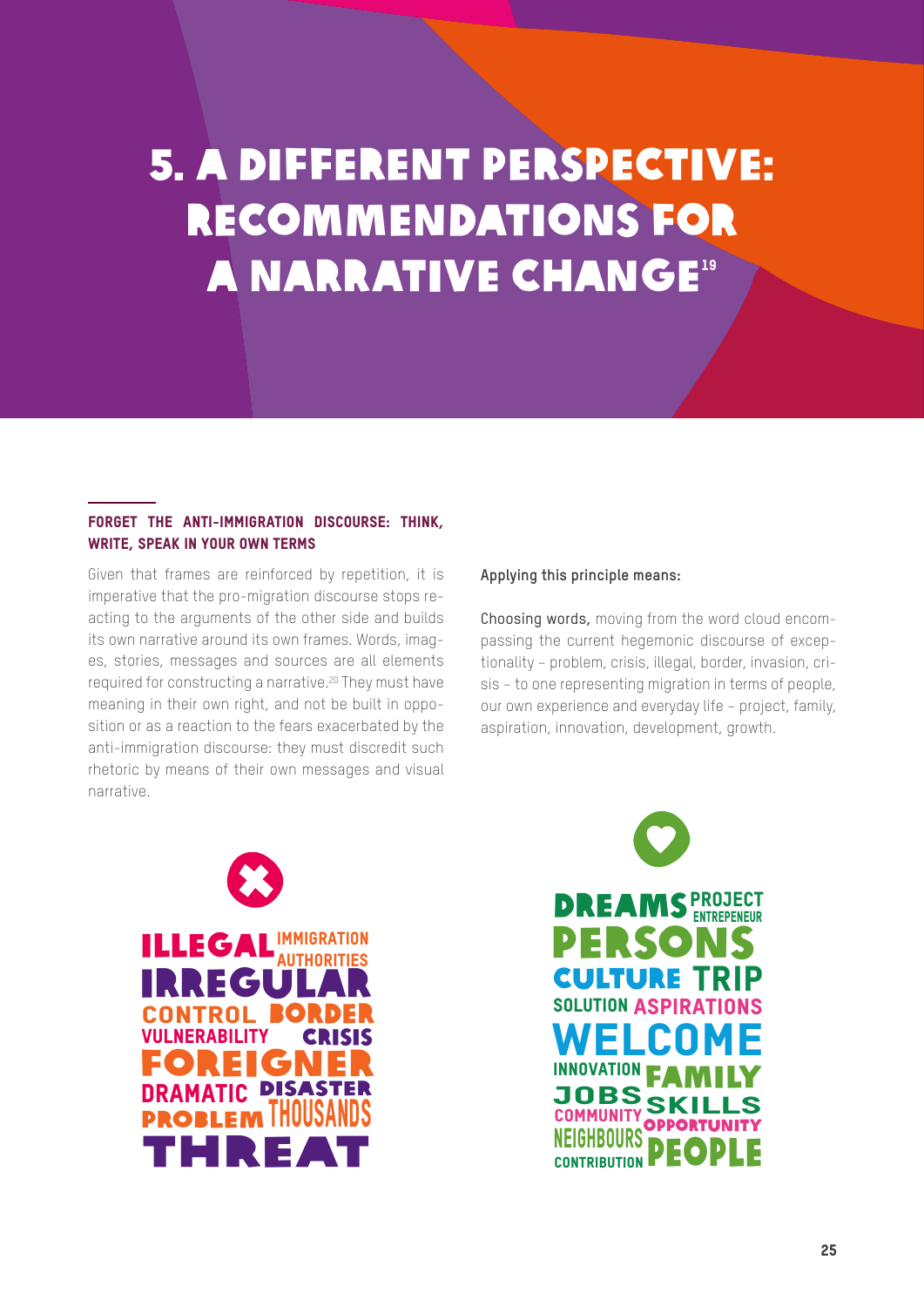# 5. A DIFFERENT PERSPECTIVE: RECOMMENDATIONS FOR A NARRATIVE CHANGE[19]

## FORGET THE ANTI-IMMIGRATION DISCOURSE: THINK, WRITE, SPEAK IN YOUR OWN TERMS

Given that frames are reinforced by repetition, it is imperative that the pro-migration discourse stops reacting to the arguments of the other side and builds its own narrative around its own frames. Words, images, stories, messages and sources are all elements required for constructing a narrative.[20] They must have meaning in their own right, and not be built in opposition or as a reaction to the fears exacerbated by the anti-immigration discourse: they must discredit such rhetoric by means of their own messages and visual narrative.

**Applying this principle means:**

**Choosing words,** moving from the word cloud encompassing the current hegemonic discourse of exceptionality – problem, crisis, illegal, border, invasion, crisis – to one representing migration in terms of people, our own experience and everyday life – project, family, aspiration, innovation, development, growth.

ILLEGAL IMMIGRATION AUTHORITIES IRREGULAR CONTROL BORDER VULNERABILITY CRISIS FOREIGNER DRAMATIC DISASTER PROBLEM THOUSANDS THREAT

DREAMS PROJECT ENTREPENEUR PERSONS CULTURE TRIP SOLUTION ASPIRATIONS WELCOME INNOVATION FAMILY JOBS SKILLS COMMUNITY OPPORTUNITY NEIGHBOURS CONTRIBUTION PEOPLE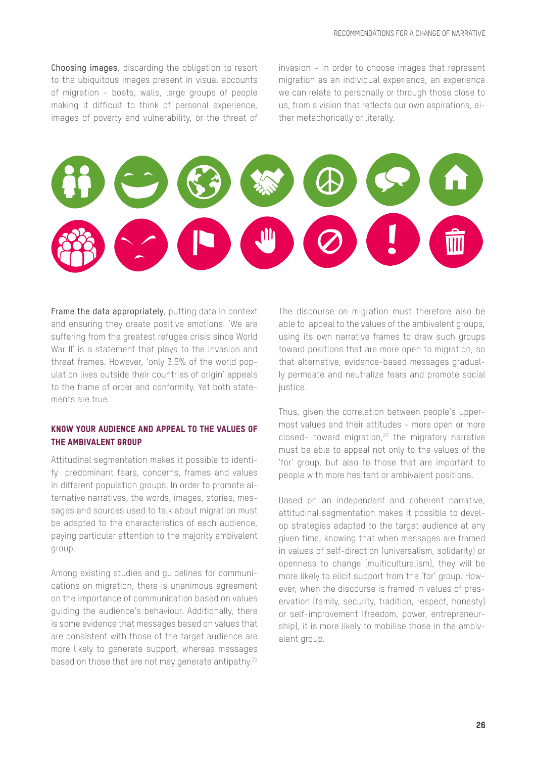**Choosing images**, discarding the obligation to resort to the ubiquitous images present in visual accounts of migration – boats, walls, large groups of people making it difficult to think of personal experience, images of poverty and vulnerability, or the threat of invasion – in order to choose images that represent migration as an individual experience, an experience we can relate to personally or through those close to us, from a vision that reflects our own aspirations, either metaphorically or literally.

**Frame the data appropriately**, putting data in context and ensuring they create positive emotions. 'We are suffering from the greatest refugee crisis since World War II' is a statement that plays to the invasion and threat frames. However, 'only 3.5% of the world population lives outside their countries of origin' appeals to the frame of order and conformity. Yet both statements are true.

### KNOW YOUR AUDIENCE AND APPEAL TO THE VALUES OF THE AMBIVALENT GROUP

Attitudinal segmentation makes it possible to identify predominant fears, concerns, frames and values in different population groups. In order to promote alternative narratives, the words, images, stories, messages and sources used to talk about migration must be adapted to the characteristics of each audience, paying particular attention to the majority ambivalent group.

Among existing studies and guidelines for communications on migration, there is unanimous agreement on the importance of communication based on values guiding the audience's behaviour. Additionally, there is some evidence that messages based on values that are consistent with those of the target audience are more likely to generate support, whereas messages based on those that are not may generate antipathy.[21]

The discourse on migration must therefore also be able to appeal to the values of the ambivalent groups, using its own narrative frames to draw such groups toward positions that are more open to migration, so that alternative, evidence-based messages gradually permeate and neutralize fears and promote social justice.

Thus, given the correlation between people's uppermost values and their attitudes – more open or more closed– toward migration,[22] the migratory narrative must be able to appeal not only to the values of the 'for' group, but also to those that are important to people with more hesitant or ambivalent positions.

Based on an independent and coherent narrative, attitudinal segmentation makes it possible to develop strategies adapted to the target audience at any given time, knowing that when messages are framed in values of self-direction (universalism, solidarity) or openness to change (multiculturalism), they will be more likely to elicit support from the 'for' group. However, when the discourse is framed in values of preservation (family, security, tradition, respect, honesty) or self-improvement (freedom, power, entrepreneurship), it is more likely to mobilise those in the ambivalent group.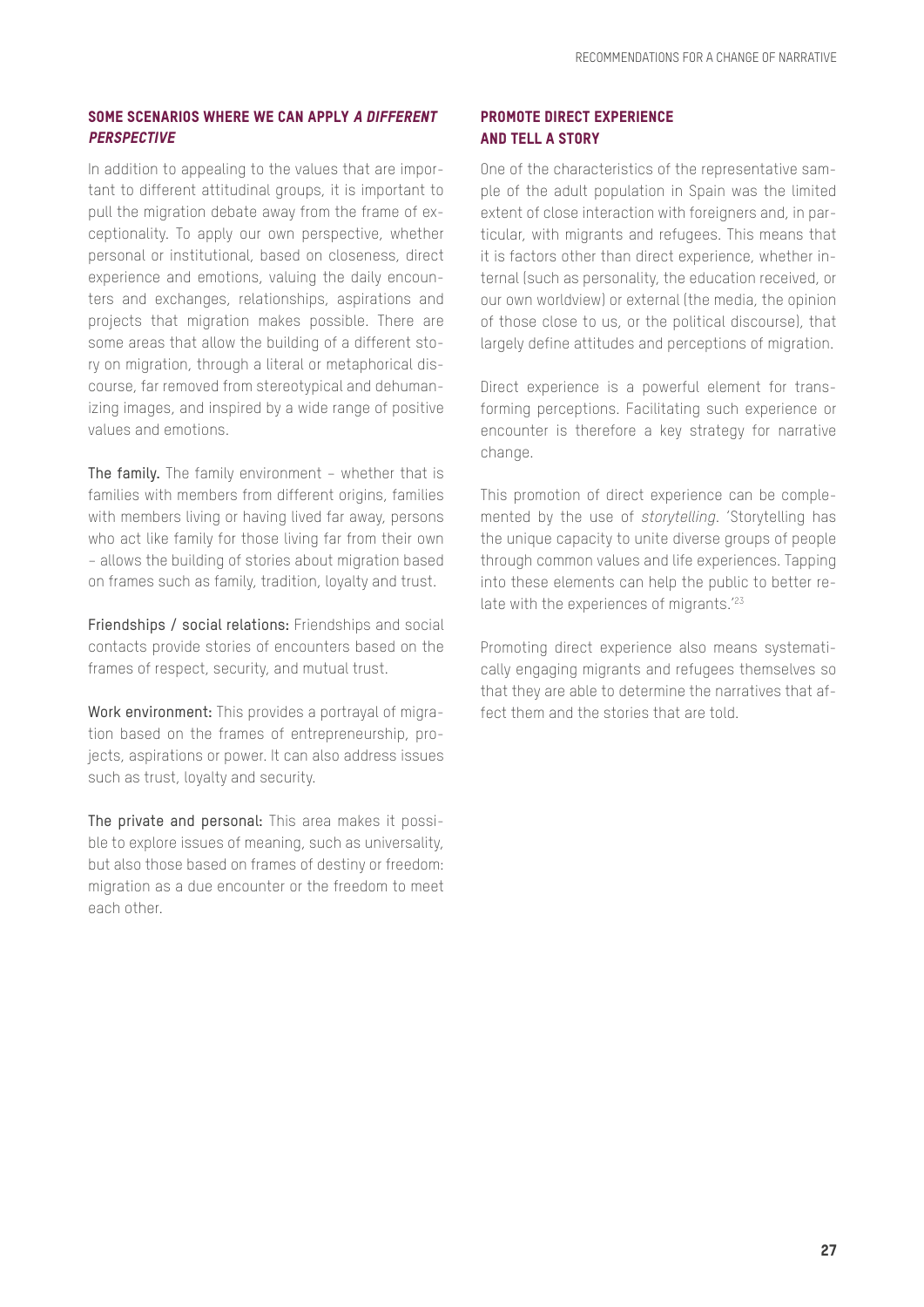### SOME SCENARIOS WHERE WE CAN APPLY *A DIFFERENT PERSPECTIVE*

In addition to appealing to the values that are important to different attitudinal groups, it is important to pull the migration debate away from the frame of exceptionality. To apply our own perspective, whether personal or institutional, based on closeness, direct experience and emotions, valuing the daily encounters and exchanges, relationships, aspirations and projects that migration makes possible. There are some areas that allow the building of a different story on migration, through a literal or metaphorical discourse, far removed from stereotypical and dehumanizing images, and inspired by a wide range of positive values and emotions.

**The family.** The family environment – whether that is families with members from different origins, families with members living or having lived far away, persons who act like family for those living far from their own – allows the building of stories about migration based on frames such as family, tradition, loyalty and trust.

**Friendships / social relations:** Friendships and social contacts provide stories of encounters based on the frames of respect, security, and mutual trust.

**Work environment:** This provides a portrayal of migration based on the frames of entrepreneurship, projects, aspirations or power. It can also address issues such as trust, loyalty and security.

**The private and personal:** This area makes it possible to explore issues of meaning, such as universality, but also those based on frames of destiny or freedom: migration as a due encounter or the freedom to meet each other.

### PROMOTE DIRECT EXPERIENCE AND TELL A STORY

One of the characteristics of the representative sample of the adult population in Spain was the limited extent of close interaction with foreigners and, in particular, with migrants and refugees. This means that it is factors other than direct experience, whether internal (such as personality, the education received, or our own worldview) or external (the media, the opinion of those close to us, or the political discourse), that largely define attitudes and perceptions of migration.

Direct experience is a powerful element for transforming perceptions. Facilitating such experience or encounter is therefore a key strategy for narrative change.

This promotion of direct experience can be complemented by the use of *storytelling*. 'Storytelling has the unique capacity to unite diverse groups of people through common values and life experiences. Tapping into these elements can help the public to better relate with the experiences of migrants.'[23]

Promoting direct experience also means systematically engaging migrants and refugees themselves so that they are able to determine the narratives that affect them and the stories that are told.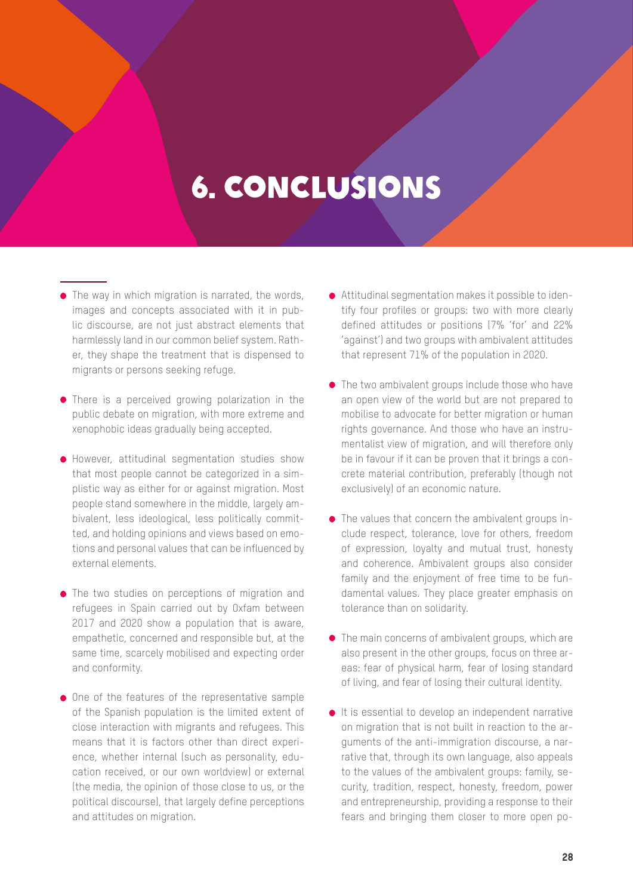# 6. CONCLUSIONS

- The way in which migration is narrated, the words, images and concepts associated with it in public discourse, are not just abstract elements that harmlessly land in our common belief system. Rather, they shape the treatment that is dispensed to migrants or persons seeking refuge.

- There is a perceived growing polarization in the public debate on migration, with more extreme and xenophobic ideas gradually being accepted.

- However, attitudinal segmentation studies show that most people cannot be categorized in a simplistic way as either for or against migration. Most people stand somewhere in the middle, largely ambivalent, less ideological, less politically committed, and holding opinions and views based on emotions and personal values that can be influenced by external elements.

- The two studies on perceptions of migration and refugees in Spain carried out by Oxfam between 2017 and 2020 show a population that is aware, empathetic, concerned and responsible but, at the same time, scarcely mobilised and expecting order and conformity.

- One of the features of the representative sample of the Spanish population is the limited extent of close interaction with migrants and refugees. This means that it is factors other than direct experience, whether internal (such as personality, education received, or our own worldview) or external (the media, the opinion of those close to us, or the political discourse), that largely define perceptions and attitudes on migration.

- Attitudinal segmentation makes it possible to identify four profiles or groups: two with more clearly defined attitudes or positions (7% 'for' and 22% 'against') and two groups with ambivalent attitudes that represent 71% of the population in 2020.

- The two ambivalent groups include those who have an open view of the world but are not prepared to mobilise to advocate for better migration or human rights governance. And those who have an instrumentalist view of migration, and will therefore only be in favour if it can be proven that it brings a concrete material contribution, preferably (though not exclusively) of an economic nature.

- The values that concern the ambivalent groups include respect, tolerance, love for others, freedom of expression, loyalty and mutual trust, honesty and coherence. Ambivalent groups also consider family and the enjoyment of free time to be fundamental values. They place greater emphasis on tolerance than on solidarity.

- The main concerns of ambivalent groups, which are also present in the other groups, focus on three areas: fear of physical harm, fear of losing standard of living, and fear of losing their cultural identity.

- It is essential to develop an independent narrative on migration that is not built in reaction to the arguments of the anti-immigration discourse, a narrative that, through its own language, also appeals to the values of the ambivalent groups: family, security, tradition, respect, honesty, freedom, power and entrepreneurship, providing a response to their fears and bringing them closer to more open po-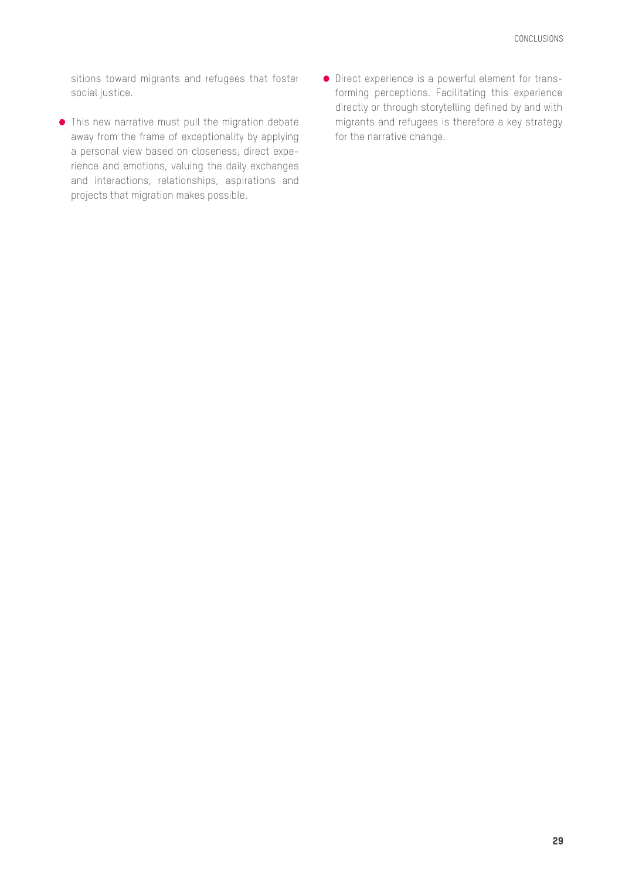sitions toward migrants and refugees that foster social justice.

- This new narrative must pull the migration debate away from the frame of exceptionality by applying a personal view based on closeness, direct experience and emotions, valuing the daily exchanges and interactions, relationships, aspirations and projects that migration makes possible.
- Direct experience is a powerful element for transforming perceptions. Facilitating this experience directly or through storytelling defined by and with migrants and refugees is therefore a key strategy for the narrative change.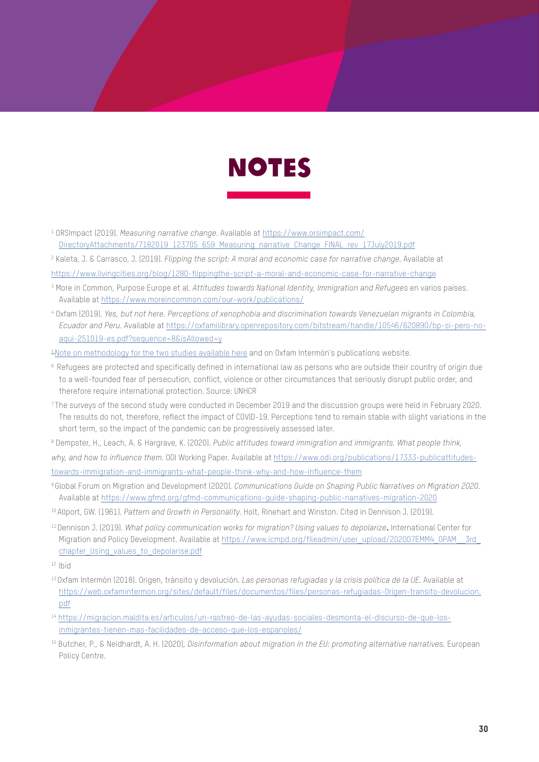# NOTES

[1] ORSImpact (2019). *Measuring narrative change*. Available at https://www.orsimpact.com/DirectoryAttachments/7182019_123705_659_Measuring_narrative_Change_FINAL_rev_17July2019.pdf

[2] Kaleta, J. & Carrasco, J. (2019). *Flipping the script: A moral and economic case for narrative change*. Available at https://www.livingcities.org/blog/1280-flippingthe-script-a-moral-and-economic-case-for-narrative-change

[3] More in Common, Purpose Europe et al. *Attitudes towards National Identity, Immigration and Refugees* en varios países. Available at https://www.moreincommon.com/our-work/publications/

[4] Oxfam (2019). *Yes, but not here. Perceptions of xenophobia and discrimination towards Venezuelan migrants in Colombia, Ecuador and Peru*. Available at https://oxfamilibrary.openrepository.com/bitstream/handle/10546/620890/bp-si-pero-no-aqui-251019-es.pdf?sequence=8&isAllowed=y

[5] Note on methodology for the two studies available here and on Oxfam Intermón's publications website.

[6] Refugees are protected and specifically defined in international law as persons who are outside their country of origin due to a well-founded fear of persecution, conflict, violence or other circumstances that seriously disrupt public order, and therefore require international protection. Source: UNHCR

[7] The surveys of the second study were conducted in December 2019 and the discussion groups were held in February 2020. The results do not, therefore, reflect the impact of COVID-19. Perceptions tend to remain stable with slight variations in the short term, so the impact of the pandemic can be progressively assessed later.

[8] Dempster, H., Leach, A. & Hargrave, K. (2020). *Public attitudes toward immigration and immigrants. What people think, why, and how to influence them*. ODI Working Paper. Available at https://www.odi.org/publications/17333-publicattitudes-towards-immigration-and-immigrants-what-people-think-why-and-how-influence-them

[9] Global Forum on Migration and Development (2020). *Communications Guide on Shaping Public Narratives on Migration 2020*. Available at https://www.gfmd.org/gfmd-communications-guide-shaping-public-narratives-migration-2020

[10] Allport, GW. (1961). *Pattern and Growth in Personality*. Holt, Rinehart and Winston. Cited in Dennison J. (2019).

[11] Dennison J. (2019). *What policy communication works for migration? Using values to depolarize***.** International Center for Migration and Policy Development. Available at https://www.icmpd.org/fileadmin/user_upload/202007EMM4_OPAM__3rd_chapter_Using_values_to_depolarise.pdf

[12] Ibid

[13] Oxfam Intermón (2018). Origen, tránsito y devolución. *Las personas refugiadas y la crisis política de la UE*. Available at https://web.oxfamintermon.org/sites/default/files/documentos/files/personas-refugiadas-Origen-transito-devolucion.pdf

[14] https://migracion.maldita.es/articulos/un-rastreo-de-las-ayudas-sociales-desmonta-el-discurso-de-que-los-inmigrantes-tienen-mas-facilidades-de-acceso-que-los-espanoles/

[15] Butcher, P., & Neidhardt, A. H. (2020), *Disinformation about migration in the EU: promoting alternative narratives*. European Policy Centre.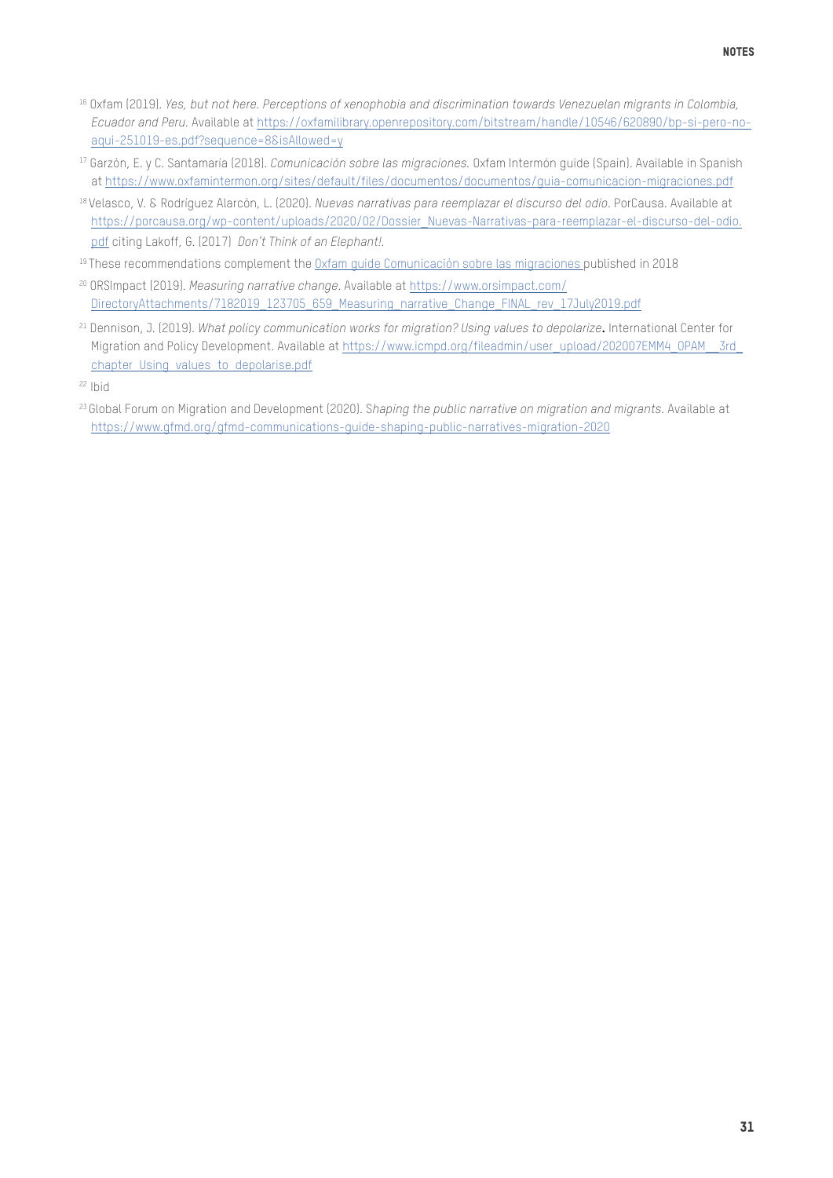[16] Oxfam (2019). *Yes, but not here. Perceptions of xenophobia and discrimination towards Venezuelan migrants in Colombia, Ecuador and Peru.* Available at https://oxfamilibrary.openrepository.com/bitstream/handle/10546/620890/bp-si-pero-no-aqui-251019-es.pdf?sequence=8&isAllowed=y

[17] Garzón, E. y C. Santamaría (2018). *Comunicación sobre las migraciones.* Oxfam Intermón guide (Spain). Available in Spanish at https://www.oxfamintermon.org/sites/default/files/documentos/documentos/guia-comunicacion-migraciones.pdf

[18] Velasco, V. & Rodríguez Alarcón, L. (2020). *Nuevas narrativas para reemplazar el discurso del odio*. PorCausa. Available at https://porcausa.org/wp-content/uploads/2020/02/Dossier_Nuevas-Narrativas-para-reemplazar-el-discurso-del-odio.pdf citing Lakoff, G. (2017) *Don't Think of an Elephant!*.

[19] These recommendations complement the Oxfam guide Comunicación sobre las migraciones published in 2018

[20] ORSImpact (2019). *Measuring narrative change.* Available at https://www.orsimpact.com/DirectoryAttachments/7182019_123705_659_Measuring_narrative_Change_FINAL_rev_17July2019.pdf

[21] Dennison, J. (2019). *What policy communication works for migration? Using values to depolarize***.** International Center for Migration and Policy Development. Available at https://www.icmpd.org/fileadmin/user_upload/202007EMM4_OPAM__3rd_chapter_Using_values_to_depolarise.pdf

[22] Ibid

[23] Global Forum on Migration and Development (2020). S*haping the public narrative on migration and migrants*. Available at https://www.gfmd.org/gfmd-communications-guide-shaping-public-narratives-migration-2020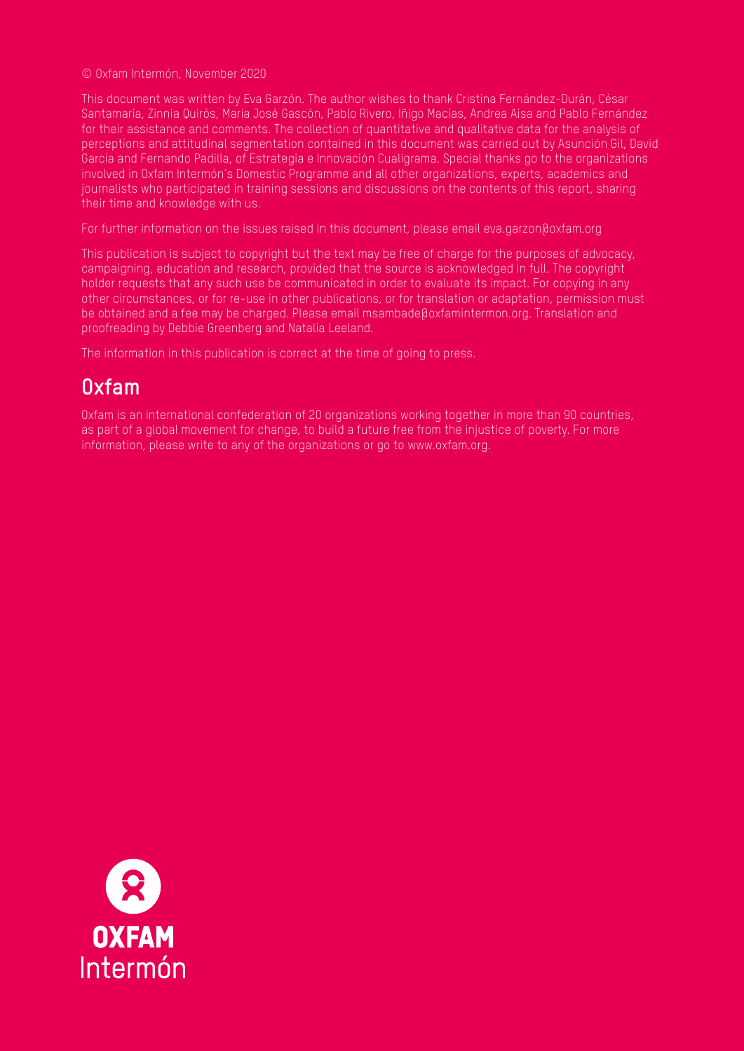© Oxfam Intermón, November 2020

This document was written by Eva Garzón. The author wishes to thank Cristina Fernández-Durán, César Santamaría, Zinnia Quirós, María José Gascón, Pablo Rivero, Iñigo Macías, Andrea Aisa and Pablo Fernández for their assistance and comments. The collection of quantitative and qualitative data for the analysis of perceptions and attitudinal segmentation contained in this document was carried out by Asunción Gil, David García and Fernando Padilla, of Estrategia e Innovación Cualigrama. Special thanks go to the organizations involved in Oxfam Intermón's Domestic Programme and all other organizations, experts, academics and journalists who participated in training sessions and discussions on the contents of this report, sharing their time and knowledge with us.

For further information on the issues raised in this document, please email eva.garzon@oxfam.org

This publication is subject to copyright but the text may be free of charge for the purposes of advocacy, campaigning, education and research, provided that the source is acknowledged in full. The copyright holder requests that any such use be communicated in order to evaluate its impact. For copying in any other circumstances, or for re-use in other publications, or for translation or adaptation, permission must be obtained and a fee may be charged. Please email msambade@oxfamintermon.org. Translation and proofreading by Debbie Greenberg and Natalia Leeland.

The information in this publication is correct at the time of going to press.

## Oxfam

Oxfam is an international confederation of 20 organizations working together in more than 90 countries, as part of a global movement for change, to build a future free from the injustice of poverty. For more information, please write to any of the organizations or go to www.oxfam.org.

OXFAM
Intermón